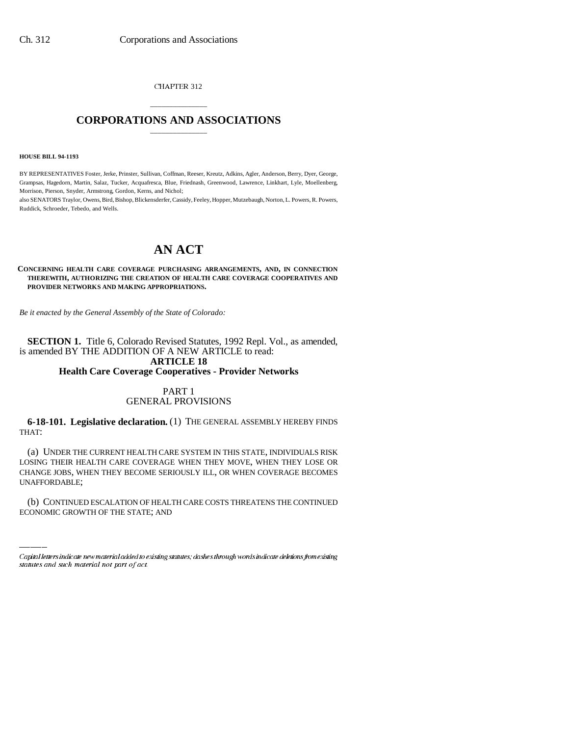CHAPTER 312

# CORPORATIONS AND ASSOCIATIONS

**HOUSE BILL 94-1193**

BY REPRESENTATIVES Foster, Jerke, Prinster, Sullivan, Coffman, Reeser, Kreutz, Adkins, Agler, Anderson, Berry, Dyer, George, Grampsas, Hagedorn, Martin, Salaz, Tucker, Acquafresca, Blue, Friednash, Greenwood, Lawrence, Linkhart, Lyle, Moellenberg, Morrison, Pierson, Snyder, Armstrong, Gordon, Kerns, and Nichol;

also SENATORS Traylor, Owens, Bird, Bishop, Blickensderfer, Cassidy, Feeley, Hopper, Mutzebaugh, Norton, L. Powers, R. Powers, Ruddick, Schroeder, Tebedo, and Wells.

# AN ACT

**CONCERNING HEALTH CARE COVERAGE PURCHASING ARRANGEMENTS, AND, IN CONNECTION THEREWITH, AUTHORIZING THE CREATION OF HEALTH CARE COVERAGE COOPERATIVES AND PROVIDER NETWORKS AND MAKING APPROPRIATIONS.**

*Be it enacted by the General Assembly of the State of Colorado:*

**SECTION 1.** Title 6, Colorado Revised Statutes, 1992 Repl. Vol., as amended, is amended BY THE ADDITION OF A NEW ARTICLE to read:

**ARTICLE 18**
**Health Care Coverage Cooperatives - Provider Networks**

PART 1
GENERAL PROVISIONS

**6-18-101. Legislative declaration.** (1) THE GENERAL ASSEMBLY HEREBY FINDS THAT:

(a) UNDER THE CURRENT HEALTH CARE SYSTEM IN THIS STATE, INDIVIDUALS RISK LOSING THEIR HEALTH CARE COVERAGE WHEN THEY MOVE, WHEN THEY LOSE OR CHANGE JOBS, WHEN THEY BECOME SERIOUSLY ILL, OR WHEN COVERAGE BECOMES UNAFFORDABLE;

(b) CONTINUED ESCALATION OF HEALTH CARE COSTS THREATENS THE CONTINUED ECONOMIC GROWTH OF THE STATE; AND

Capital letters indicate new material added to existing statutes; dashes through words indicate deletions from existing statutes and such material not part of act.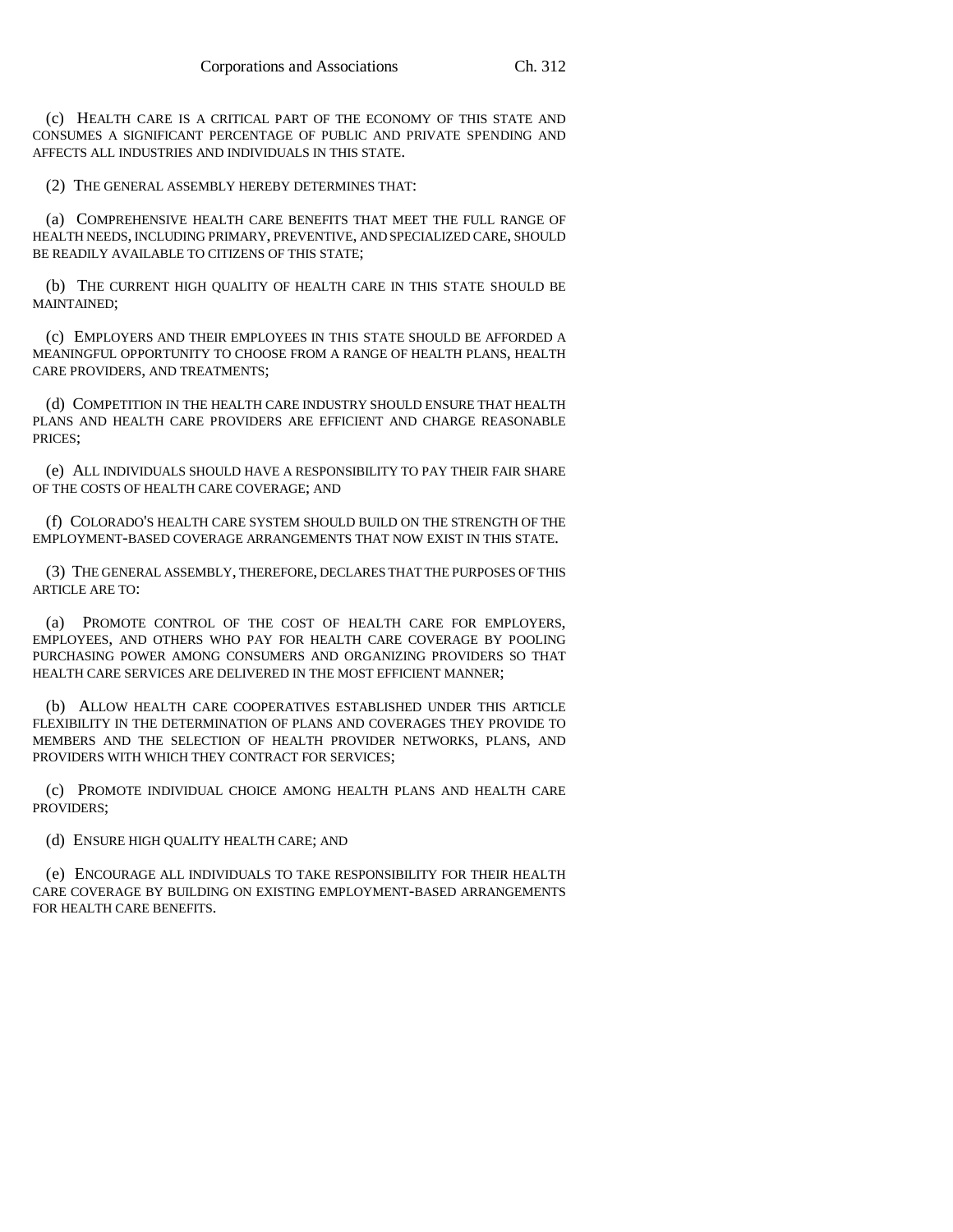(c) HEALTH CARE IS A CRITICAL PART OF THE ECONOMY OF THIS STATE AND CONSUMES A SIGNIFICANT PERCENTAGE OF PUBLIC AND PRIVATE SPENDING AND AFFECTS ALL INDUSTRIES AND INDIVIDUALS IN THIS STATE.

(2) THE GENERAL ASSEMBLY HEREBY DETERMINES THAT:

(a) COMPREHENSIVE HEALTH CARE BENEFITS THAT MEET THE FULL RANGE OF HEALTH NEEDS, INCLUDING PRIMARY, PREVENTIVE, AND SPECIALIZED CARE, SHOULD BE READILY AVAILABLE TO CITIZENS OF THIS STATE;

(b) THE CURRENT HIGH QUALITY OF HEALTH CARE IN THIS STATE SHOULD BE MAINTAINED;

(c) EMPLOYERS AND THEIR EMPLOYEES IN THIS STATE SHOULD BE AFFORDED A MEANINGFUL OPPORTUNITY TO CHOOSE FROM A RANGE OF HEALTH PLANS, HEALTH CARE PROVIDERS, AND TREATMENTS;

(d) COMPETITION IN THE HEALTH CARE INDUSTRY SHOULD ENSURE THAT HEALTH PLANS AND HEALTH CARE PROVIDERS ARE EFFICIENT AND CHARGE REASONABLE PRICES;

(e) ALL INDIVIDUALS SHOULD HAVE A RESPONSIBILITY TO PAY THEIR FAIR SHARE OF THE COSTS OF HEALTH CARE COVERAGE; AND

(f) COLORADO'S HEALTH CARE SYSTEM SHOULD BUILD ON THE STRENGTH OF THE EMPLOYMENT-BASED COVERAGE ARRANGEMENTS THAT NOW EXIST IN THIS STATE.

(3) THE GENERAL ASSEMBLY, THEREFORE, DECLARES THAT THE PURPOSES OF THIS ARTICLE ARE TO:

(a) PROMOTE CONTROL OF THE COST OF HEALTH CARE FOR EMPLOYERS, EMPLOYEES, AND OTHERS WHO PAY FOR HEALTH CARE COVERAGE BY POOLING PURCHASING POWER AMONG CONSUMERS AND ORGANIZING PROVIDERS SO THAT HEALTH CARE SERVICES ARE DELIVERED IN THE MOST EFFICIENT MANNER;

(b) ALLOW HEALTH CARE COOPERATIVES ESTABLISHED UNDER THIS ARTICLE FLEXIBILITY IN THE DETERMINATION OF PLANS AND COVERAGES THEY PROVIDE TO MEMBERS AND THE SELECTION OF HEALTH PROVIDER NETWORKS, PLANS, AND PROVIDERS WITH WHICH THEY CONTRACT FOR SERVICES;

(c) PROMOTE INDIVIDUAL CHOICE AMONG HEALTH PLANS AND HEALTH CARE PROVIDERS;

(d) ENSURE HIGH QUALITY HEALTH CARE; AND

(e) ENCOURAGE ALL INDIVIDUALS TO TAKE RESPONSIBILITY FOR THEIR HEALTH CARE COVERAGE BY BUILDING ON EXISTING EMPLOYMENT-BASED ARRANGEMENTS FOR HEALTH CARE BENEFITS.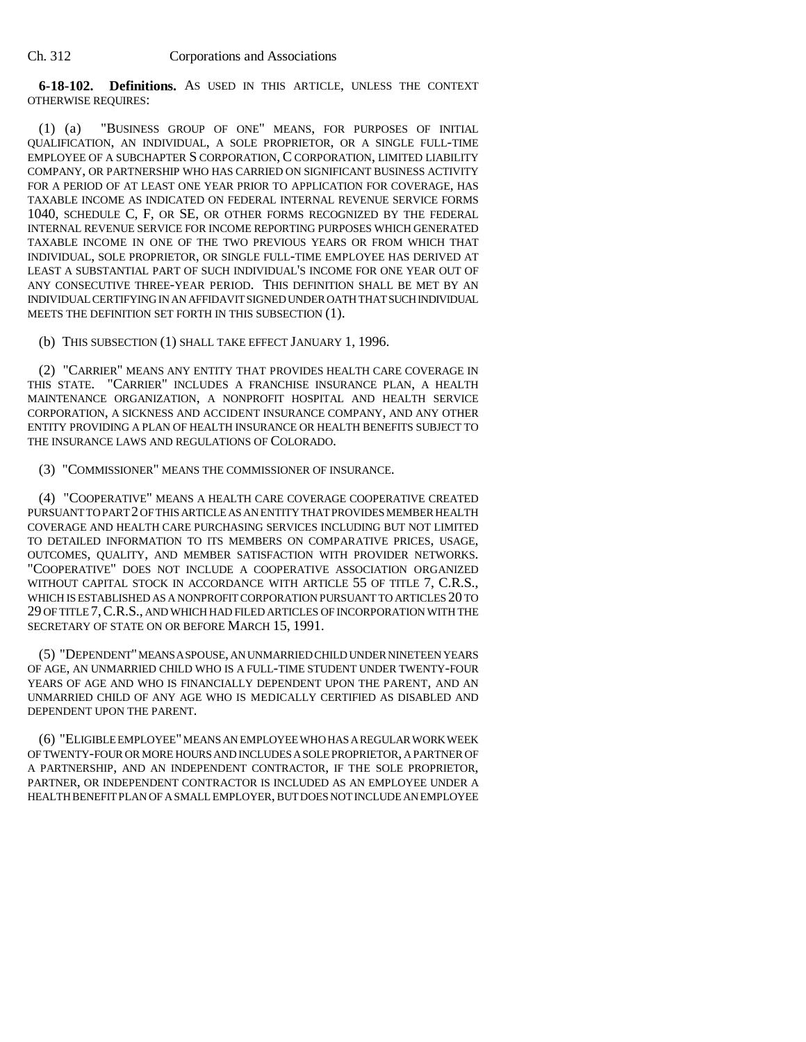**6-18-102. Definitions.** AS USED IN THIS ARTICLE, UNLESS THE CONTEXT OTHERWISE REQUIRES:

(1) (a) "BUSINESS GROUP OF ONE" MEANS, FOR PURPOSES OF INITIAL QUALIFICATION, AN INDIVIDUAL, A SOLE PROPRIETOR, OR A SINGLE FULL-TIME EMPLOYEE OF A SUBCHAPTER S CORPORATION, C CORPORATION, LIMITED LIABILITY COMPANY, OR PARTNERSHIP WHO HAS CARRIED ON SIGNIFICANT BUSINESS ACTIVITY FOR A PERIOD OF AT LEAST ONE YEAR PRIOR TO APPLICATION FOR COVERAGE, HAS TAXABLE INCOME AS INDICATED ON FEDERAL INTERNAL REVENUE SERVICE FORMS 1040, SCHEDULE C, F, OR SE, OR OTHER FORMS RECOGNIZED BY THE FEDERAL INTERNAL REVENUE SERVICE FOR INCOME REPORTING PURPOSES WHICH GENERATED TAXABLE INCOME IN ONE OF THE TWO PREVIOUS YEARS OR FROM WHICH THAT INDIVIDUAL, SOLE PROPRIETOR, OR SINGLE FULL-TIME EMPLOYEE HAS DERIVED AT LEAST A SUBSTANTIAL PART OF SUCH INDIVIDUAL'S INCOME FOR ONE YEAR OUT OF ANY CONSECUTIVE THREE-YEAR PERIOD. THIS DEFINITION SHALL BE MET BY AN INDIVIDUAL CERTIFYING IN AN AFFIDAVIT SIGNED UNDER OATH THAT SUCH INDIVIDUAL MEETS THE DEFINITION SET FORTH IN THIS SUBSECTION (1).

(b) THIS SUBSECTION (1) SHALL TAKE EFFECT JANUARY 1, 1996.

(2) "CARRIER" MEANS ANY ENTITY THAT PROVIDES HEALTH CARE COVERAGE IN THIS STATE. "CARRIER" INCLUDES A FRANCHISE INSURANCE PLAN, A HEALTH MAINTENANCE ORGANIZATION, A NONPROFIT HOSPITAL AND HEALTH SERVICE CORPORATION, A SICKNESS AND ACCIDENT INSURANCE COMPANY, AND ANY OTHER ENTITY PROVIDING A PLAN OF HEALTH INSURANCE OR HEALTH BENEFITS SUBJECT TO THE INSURANCE LAWS AND REGULATIONS OF COLORADO.

(3) "COMMISSIONER" MEANS THE COMMISSIONER OF INSURANCE.

(4) "COOPERATIVE" MEANS A HEALTH CARE COVERAGE COOPERATIVE CREATED PURSUANT TO PART 2 OF THIS ARTICLE AS AN ENTITY THAT PROVIDES MEMBER HEALTH COVERAGE AND HEALTH CARE PURCHASING SERVICES INCLUDING BUT NOT LIMITED TO DETAILED INFORMATION TO ITS MEMBERS ON COMPARATIVE PRICES, USAGE, OUTCOMES, QUALITY, AND MEMBER SATISFACTION WITH PROVIDER NETWORKS. "COOPERATIVE" DOES NOT INCLUDE A COOPERATIVE ASSOCIATION ORGANIZED WITHOUT CAPITAL STOCK IN ACCORDANCE WITH ARTICLE 55 OF TITLE 7, C.R.S., WHICH IS ESTABLISHED AS A NONPROFIT CORPORATION PURSUANT TO ARTICLES 20 TO 29 OF TITLE 7, C.R.S., AND WHICH HAD FILED ARTICLES OF INCORPORATION WITH THE SECRETARY OF STATE ON OR BEFORE MARCH 15, 1991.

(5) "DEPENDENT" MEANS A SPOUSE, AN UNMARRIED CHILD UNDER NINETEEN YEARS OF AGE, AN UNMARRIED CHILD WHO IS A FULL-TIME STUDENT UNDER TWENTY-FOUR YEARS OF AGE AND WHO IS FINANCIALLY DEPENDENT UPON THE PARENT, AND AN UNMARRIED CHILD OF ANY AGE WHO IS MEDICALLY CERTIFIED AS DISABLED AND DEPENDENT UPON THE PARENT.

(6) "ELIGIBLE EMPLOYEE" MEANS AN EMPLOYEE WHO HAS A REGULAR WORK WEEK OF TWENTY-FOUR OR MORE HOURS AND INCLUDES A SOLE PROPRIETOR, A PARTNER OF A PARTNERSHIP, AND AN INDEPENDENT CONTRACTOR, IF THE SOLE PROPRIETOR, PARTNER, OR INDEPENDENT CONTRACTOR IS INCLUDED AS AN EMPLOYEE UNDER A HEALTH BENEFIT PLAN OF A SMALL EMPLOYER, BUT DOES NOT INCLUDE AN EMPLOYEE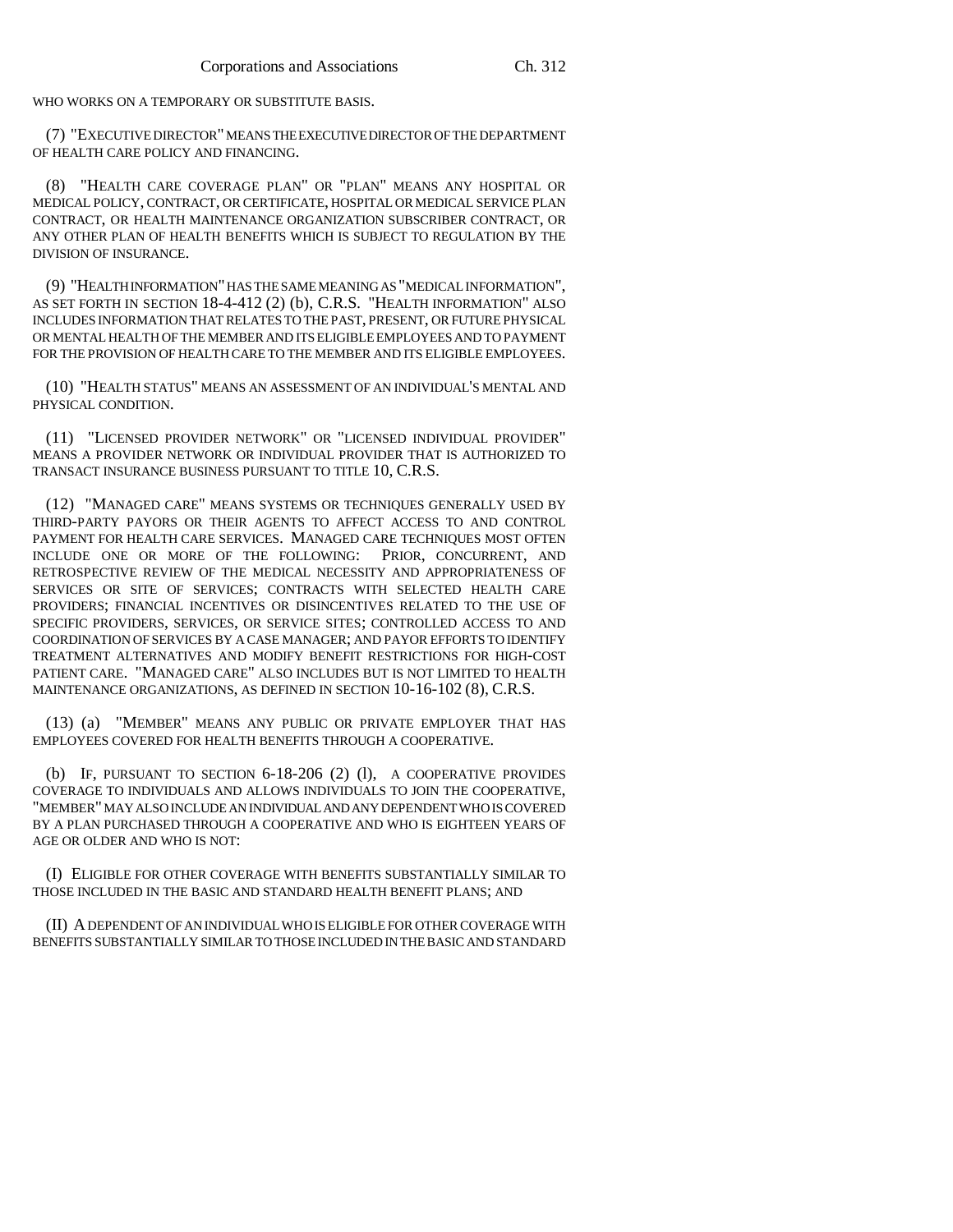WHO WORKS ON A TEMPORARY OR SUBSTITUTE BASIS.

(7) "EXECUTIVE DIRECTOR" MEANS THE EXECUTIVE DIRECTOR OF THE DEPARTMENT OF HEALTH CARE POLICY AND FINANCING.

(8) "HEALTH CARE COVERAGE PLAN" OR "PLAN" MEANS ANY HOSPITAL OR MEDICAL POLICY, CONTRACT, OR CERTIFICATE, HOSPITAL OR MEDICAL SERVICE PLAN CONTRACT, OR HEALTH MAINTENANCE ORGANIZATION SUBSCRIBER CONTRACT, OR ANY OTHER PLAN OF HEALTH BENEFITS WHICH IS SUBJECT TO REGULATION BY THE DIVISION OF INSURANCE.

(9) "HEALTH INFORMATION" HAS THE SAME MEANING AS "MEDICAL INFORMATION", AS SET FORTH IN SECTION 18-4-412 (2) (b), C.R.S. "HEALTH INFORMATION" ALSO INCLUDES INFORMATION THAT RELATES TO THE PAST, PRESENT, OR FUTURE PHYSICAL OR MENTAL HEALTH OF THE MEMBER AND ITS ELIGIBLE EMPLOYEES AND TO PAYMENT FOR THE PROVISION OF HEALTH CARE TO THE MEMBER AND ITS ELIGIBLE EMPLOYEES.

(10) "HEALTH STATUS" MEANS AN ASSESSMENT OF AN INDIVIDUAL'S MENTAL AND PHYSICAL CONDITION.

(11) "LICENSED PROVIDER NETWORK" OR "LICENSED INDIVIDUAL PROVIDER" MEANS A PROVIDER NETWORK OR INDIVIDUAL PROVIDER THAT IS AUTHORIZED TO TRANSACT INSURANCE BUSINESS PURSUANT TO TITLE 10, C.R.S.

(12) "MANAGED CARE" MEANS SYSTEMS OR TECHNIQUES GENERALLY USED BY THIRD-PARTY PAYORS OR THEIR AGENTS TO AFFECT ACCESS TO AND CONTROL PAYMENT FOR HEALTH CARE SERVICES. MANAGED CARE TECHNIQUES MOST OFTEN INCLUDE ONE OR MORE OF THE FOLLOWING: PRIOR, CONCURRENT, AND RETROSPECTIVE REVIEW OF THE MEDICAL NECESSITY AND APPROPRIATENESS OF SERVICES OR SITE OF SERVICES; CONTRACTS WITH SELECTED HEALTH CARE PROVIDERS; FINANCIAL INCENTIVES OR DISINCENTIVES RELATED TO THE USE OF SPECIFIC PROVIDERS, SERVICES, OR SERVICE SITES; CONTROLLED ACCESS TO AND COORDINATION OF SERVICES BY A CASE MANAGER; AND PAYOR EFFORTS TO IDENTIFY TREATMENT ALTERNATIVES AND MODIFY BENEFIT RESTRICTIONS FOR HIGH-COST PATIENT CARE. "MANAGED CARE" ALSO INCLUDES BUT IS NOT LIMITED TO HEALTH MAINTENANCE ORGANIZATIONS, AS DEFINED IN SECTION 10-16-102 (8), C.R.S.

(13) (a) "MEMBER" MEANS ANY PUBLIC OR PRIVATE EMPLOYER THAT HAS EMPLOYEES COVERED FOR HEALTH BENEFITS THROUGH A COOPERATIVE.

(b) IF, PURSUANT TO SECTION 6-18-206 (2) (l), A COOPERATIVE PROVIDES COVERAGE TO INDIVIDUALS AND ALLOWS INDIVIDUALS TO JOIN THE COOPERATIVE, "MEMBER" MAY ALSO INCLUDE AN INDIVIDUAL AND ANY DEPENDENT WHO IS COVERED BY A PLAN PURCHASED THROUGH A COOPERATIVE AND WHO IS EIGHTEEN YEARS OF AGE OR OLDER AND WHO IS NOT:

(I) ELIGIBLE FOR OTHER COVERAGE WITH BENEFITS SUBSTANTIALLY SIMILAR TO THOSE INCLUDED IN THE BASIC AND STANDARD HEALTH BENEFIT PLANS; AND

(II) A DEPENDENT OF AN INDIVIDUAL WHO IS ELIGIBLE FOR OTHER COVERAGE WITH BENEFITS SUBSTANTIALLY SIMILAR TO THOSE INCLUDED IN THE BASIC AND STANDARD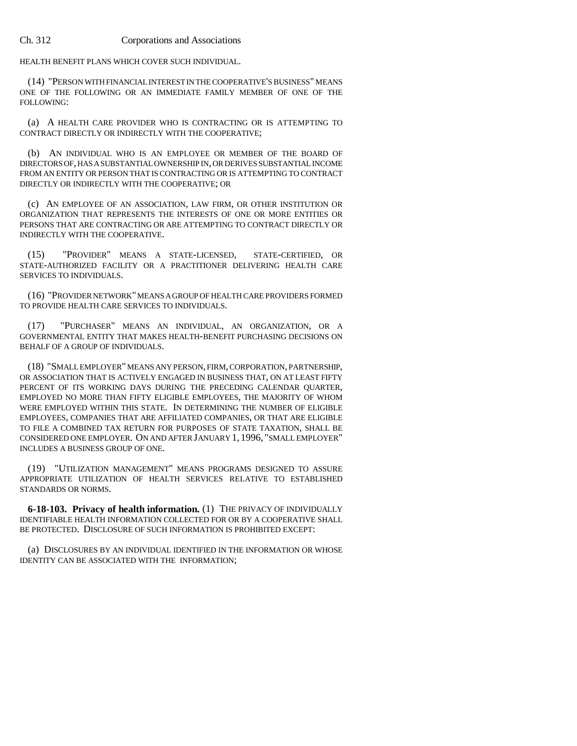HEALTH BENEFIT PLANS WHICH COVER SUCH INDIVIDUAL.

(14) "PERSON WITH FINANCIAL INTEREST IN THE COOPERATIVE'S BUSINESS" MEANS ONE OF THE FOLLOWING OR AN IMMEDIATE FAMILY MEMBER OF ONE OF THE FOLLOWING:

(a) A HEALTH CARE PROVIDER WHO IS CONTRACTING OR IS ATTEMPTING TO CONTRACT DIRECTLY OR INDIRECTLY WITH THE COOPERATIVE;

(b) AN INDIVIDUAL WHO IS AN EMPLOYEE OR MEMBER OF THE BOARD OF DIRECTORS OF, HAS A SUBSTANTIAL OWNERSHIP IN, OR DERIVES SUBSTANTIAL INCOME FROM AN ENTITY OR PERSON THAT IS CONTRACTING OR IS ATTEMPTING TO CONTRACT DIRECTLY OR INDIRECTLY WITH THE COOPERATIVE; OR

(c) AN EMPLOYEE OF AN ASSOCIATION, LAW FIRM, OR OTHER INSTITUTION OR ORGANIZATION THAT REPRESENTS THE INTERESTS OF ONE OR MORE ENTITIES OR PERSONS THAT ARE CONTRACTING OR ARE ATTEMPTING TO CONTRACT DIRECTLY OR INDIRECTLY WITH THE COOPERATIVE.

(15) "PROVIDER" MEANS A STATE-LICENSED, STATE-CERTIFIED, OR STATE-AUTHORIZED FACILITY OR A PRACTITIONER DELIVERING HEALTH CARE SERVICES TO INDIVIDUALS.

(16) "PROVIDER NETWORK" MEANS A GROUP OF HEALTH CARE PROVIDERS FORMED TO PROVIDE HEALTH CARE SERVICES TO INDIVIDUALS.

(17) "PURCHASER" MEANS AN INDIVIDUAL, AN ORGANIZATION, OR A GOVERNMENTAL ENTITY THAT MAKES HEALTH-BENEFIT PURCHASING DECISIONS ON BEHALF OF A GROUP OF INDIVIDUALS.

(18) "SMALL EMPLOYER" MEANS ANY PERSON, FIRM, CORPORATION, PARTNERSHIP, OR ASSOCIATION THAT IS ACTIVELY ENGAGED IN BUSINESS THAT, ON AT LEAST FIFTY PERCENT OF ITS WORKING DAYS DURING THE PRECEDING CALENDAR QUARTER, EMPLOYED NO MORE THAN FIFTY ELIGIBLE EMPLOYEES, THE MAJORITY OF WHOM WERE EMPLOYED WITHIN THIS STATE. IN DETERMINING THE NUMBER OF ELIGIBLE EMPLOYEES, COMPANIES THAT ARE AFFILIATED COMPANIES, OR THAT ARE ELIGIBLE TO FILE A COMBINED TAX RETURN FOR PURPOSES OF STATE TAXATION, SHALL BE CONSIDERED ONE EMPLOYER. ON AND AFTER JANUARY 1, 1996, "SMALL EMPLOYER" INCLUDES A BUSINESS GROUP OF ONE.

(19) "UTILIZATION MANAGEMENT" MEANS PROGRAMS DESIGNED TO ASSURE APPROPRIATE UTILIZATION OF HEALTH SERVICES RELATIVE TO ESTABLISHED STANDARDS OR NORMS.

**6-18-103. Privacy of health information.** (1) THE PRIVACY OF INDIVIDUALLY IDENTIFIABLE HEALTH INFORMATION COLLECTED FOR OR BY A COOPERATIVE SHALL BE PROTECTED. DISCLOSURE OF SUCH INFORMATION IS PROHIBITED EXCEPT:

(a) DISCLOSURES BY AN INDIVIDUAL IDENTIFIED IN THE INFORMATION OR WHOSE IDENTITY CAN BE ASSOCIATED WITH THE INFORMATION;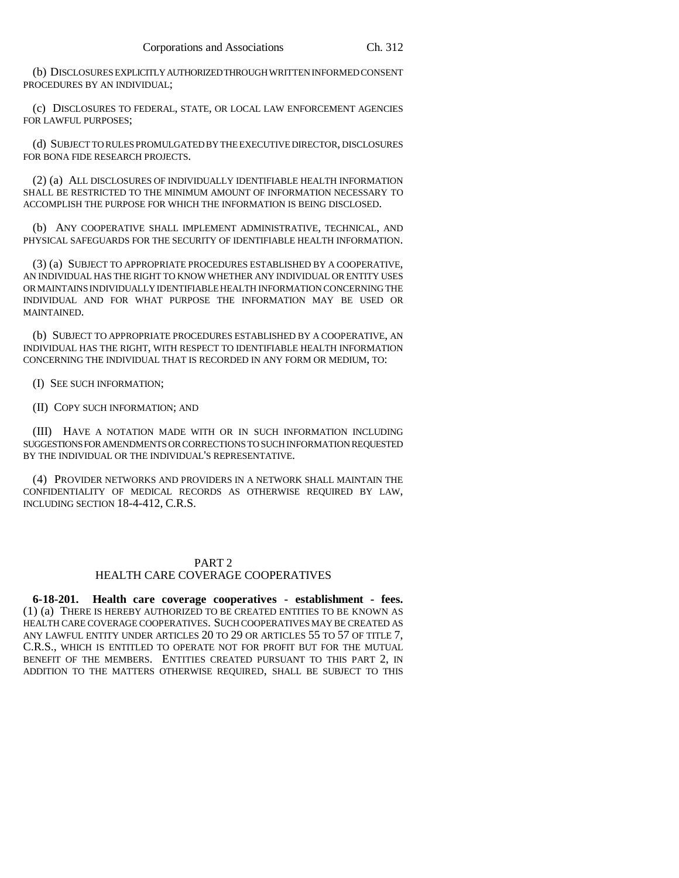(b) DISCLOSURES EXPLICITLY AUTHORIZED THROUGH WRITTEN INFORMED CONSENT PROCEDURES BY AN INDIVIDUAL;

(c) DISCLOSURES TO FEDERAL, STATE, OR LOCAL LAW ENFORCEMENT AGENCIES FOR LAWFUL PURPOSES;

(d) SUBJECT TO RULES PROMULGATED BY THE EXECUTIVE DIRECTOR, DISCLOSURES FOR BONA FIDE RESEARCH PROJECTS.

(2) (a) ALL DISCLOSURES OF INDIVIDUALLY IDENTIFIABLE HEALTH INFORMATION SHALL BE RESTRICTED TO THE MINIMUM AMOUNT OF INFORMATION NECESSARY TO ACCOMPLISH THE PURPOSE FOR WHICH THE INFORMATION IS BEING DISCLOSED.

(b) ANY COOPERATIVE SHALL IMPLEMENT ADMINISTRATIVE, TECHNICAL, AND PHYSICAL SAFEGUARDS FOR THE SECURITY OF IDENTIFIABLE HEALTH INFORMATION.

(3) (a) SUBJECT TO APPROPRIATE PROCEDURES ESTABLISHED BY A COOPERATIVE, AN INDIVIDUAL HAS THE RIGHT TO KNOW WHETHER ANY INDIVIDUAL OR ENTITY USES OR MAINTAINS INDIVIDUALLY IDENTIFIABLE HEALTH INFORMATION CONCERNING THE INDIVIDUAL AND FOR WHAT PURPOSE THE INFORMATION MAY BE USED OR MAINTAINED.

(b) SUBJECT TO APPROPRIATE PROCEDURES ESTABLISHED BY A COOPERATIVE, AN INDIVIDUAL HAS THE RIGHT, WITH RESPECT TO IDENTIFIABLE HEALTH INFORMATION CONCERNING THE INDIVIDUAL THAT IS RECORDED IN ANY FORM OR MEDIUM, TO:

(I) SEE SUCH INFORMATION;

(II) COPY SUCH INFORMATION; AND

(III) HAVE A NOTATION MADE WITH OR IN SUCH INFORMATION INCLUDING SUGGESTIONS FOR AMENDMENTS OR CORRECTIONS TO SUCH INFORMATION REQUESTED BY THE INDIVIDUAL OR THE INDIVIDUAL'S REPRESENTATIVE.

(4) PROVIDER NETWORKS AND PROVIDERS IN A NETWORK SHALL MAINTAIN THE CONFIDENTIALITY OF MEDICAL RECORDS AS OTHERWISE REQUIRED BY LAW, INCLUDING SECTION 18-4-412, C.R.S.

## PART 2
## HEALTH CARE COVERAGE COOPERATIVES

**6-18-201. Health care coverage cooperatives - establishment - fees.** (1) (a) THERE IS HEREBY AUTHORIZED TO BE CREATED ENTITIES TO BE KNOWN AS HEALTH CARE COVERAGE COOPERATIVES. SUCH COOPERATIVES MAY BE CREATED AS ANY LAWFUL ENTITY UNDER ARTICLES 20 TO 29 OR ARTICLES 55 TO 57 OF TITLE 7, C.R.S., WHICH IS ENTITLED TO OPERATE NOT FOR PROFIT BUT FOR THE MUTUAL BENEFIT OF THE MEMBERS. ENTITIES CREATED PURSUANT TO THIS PART 2, IN ADDITION TO THE MATTERS OTHERWISE REQUIRED, SHALL BE SUBJECT TO THIS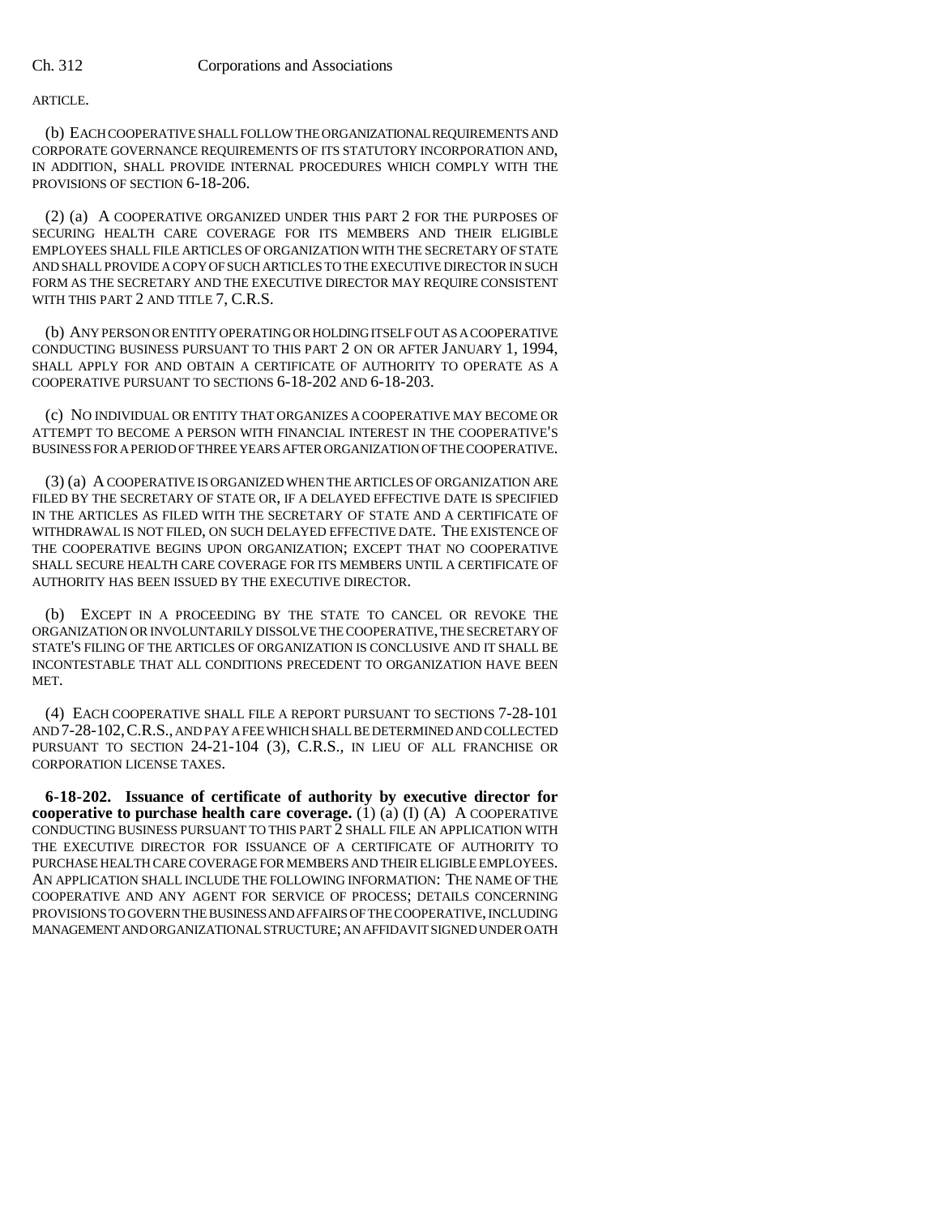ARTICLE.

(b) EACH COOPERATIVE SHALL FOLLOW THE ORGANIZATIONAL REQUIREMENTS AND CORPORATE GOVERNANCE REQUIREMENTS OF ITS STATUTORY INCORPORATION AND, IN ADDITION, SHALL PROVIDE INTERNAL PROCEDURES WHICH COMPLY WITH THE PROVISIONS OF SECTION 6-18-206.

(2) (a) A COOPERATIVE ORGANIZED UNDER THIS PART 2 FOR THE PURPOSES OF SECURING HEALTH CARE COVERAGE FOR ITS MEMBERS AND THEIR ELIGIBLE EMPLOYEES SHALL FILE ARTICLES OF ORGANIZATION WITH THE SECRETARY OF STATE AND SHALL PROVIDE A COPY OF SUCH ARTICLES TO THE EXECUTIVE DIRECTOR IN SUCH FORM AS THE SECRETARY AND THE EXECUTIVE DIRECTOR MAY REQUIRE CONSISTENT WITH THIS PART 2 AND TITLE 7, C.R.S.

(b) ANY PERSON OR ENTITY OPERATING OR HOLDING ITSELF OUT AS A COOPERATIVE CONDUCTING BUSINESS PURSUANT TO THIS PART 2 ON OR AFTER JANUARY 1, 1994, SHALL APPLY FOR AND OBTAIN A CERTIFICATE OF AUTHORITY TO OPERATE AS A COOPERATIVE PURSUANT TO SECTIONS 6-18-202 AND 6-18-203.

(c) NO INDIVIDUAL OR ENTITY THAT ORGANIZES A COOPERATIVE MAY BECOME OR ATTEMPT TO BECOME A PERSON WITH FINANCIAL INTEREST IN THE COOPERATIVE'S BUSINESS FOR A PERIOD OF THREE YEARS AFTER ORGANIZATION OF THE COOPERATIVE.

(3) (a) A COOPERATIVE IS ORGANIZED WHEN THE ARTICLES OF ORGANIZATION ARE FILED BY THE SECRETARY OF STATE OR, IF A DELAYED EFFECTIVE DATE IS SPECIFIED IN THE ARTICLES AS FILED WITH THE SECRETARY OF STATE AND A CERTIFICATE OF WITHDRAWAL IS NOT FILED, ON SUCH DELAYED EFFECTIVE DATE. THE EXISTENCE OF THE COOPERATIVE BEGINS UPON ORGANIZATION; EXCEPT THAT NO COOPERATIVE SHALL SECURE HEALTH CARE COVERAGE FOR ITS MEMBERS UNTIL A CERTIFICATE OF AUTHORITY HAS BEEN ISSUED BY THE EXECUTIVE DIRECTOR.

(b) EXCEPT IN A PROCEEDING BY THE STATE TO CANCEL OR REVOKE THE ORGANIZATION OR INVOLUNTARILY DISSOLVE THE COOPERATIVE, THE SECRETARY OF STATE'S FILING OF THE ARTICLES OF ORGANIZATION IS CONCLUSIVE AND IT SHALL BE INCONTESTABLE THAT ALL CONDITIONS PRECEDENT TO ORGANIZATION HAVE BEEN MET.

(4) EACH COOPERATIVE SHALL FILE A REPORT PURSUANT TO SECTIONS 7-28-101 AND 7-28-102, C.R.S., AND PAY A FEE WHICH SHALL BE DETERMINED AND COLLECTED PURSUANT TO SECTION 24-21-104 (3), C.R.S., IN LIEU OF ALL FRANCHISE OR CORPORATION LICENSE TAXES.

**6-18-202. Issuance of certificate of authority by executive director for cooperative to purchase health care coverage.** (1) (a) (I) (A) A COOPERATIVE CONDUCTING BUSINESS PURSUANT TO THIS PART 2 SHALL FILE AN APPLICATION WITH THE EXECUTIVE DIRECTOR FOR ISSUANCE OF A CERTIFICATE OF AUTHORITY TO PURCHASE HEALTH CARE COVERAGE FOR MEMBERS AND THEIR ELIGIBLE EMPLOYEES. AN APPLICATION SHALL INCLUDE THE FOLLOWING INFORMATION: THE NAME OF THE COOPERATIVE AND ANY AGENT FOR SERVICE OF PROCESS; DETAILS CONCERNING PROVISIONS TO GOVERN THE BUSINESS AND AFFAIRS OF THE COOPERATIVE, INCLUDING MANAGEMENT AND ORGANIZATIONAL STRUCTURE; AN AFFIDAVIT SIGNED UNDER OATH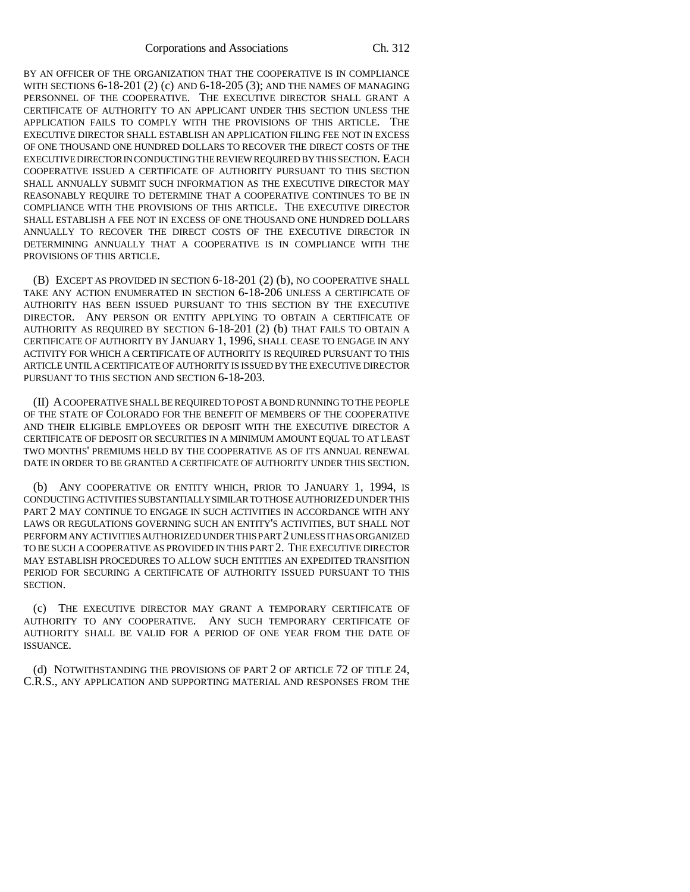BY AN OFFICER OF THE ORGANIZATION THAT THE COOPERATIVE IS IN COMPLIANCE WITH SECTIONS 6-18-201 (2) (c) AND 6-18-205 (3); AND THE NAMES OF MANAGING PERSONNEL OF THE COOPERATIVE. THE EXECUTIVE DIRECTOR SHALL GRANT A CERTIFICATE OF AUTHORITY TO AN APPLICANT UNDER THIS SECTION UNLESS THE APPLICATION FAILS TO COMPLY WITH THE PROVISIONS OF THIS ARTICLE. THE EXECUTIVE DIRECTOR SHALL ESTABLISH AN APPLICATION FILING FEE NOT IN EXCESS OF ONE THOUSAND ONE HUNDRED DOLLARS TO RECOVER THE DIRECT COSTS OF THE EXECUTIVE DIRECTOR IN CONDUCTING THE REVIEW REQUIRED BY THIS SECTION. EACH COOPERATIVE ISSUED A CERTIFICATE OF AUTHORITY PURSUANT TO THIS SECTION SHALL ANNUALLY SUBMIT SUCH INFORMATION AS THE EXECUTIVE DIRECTOR MAY REASONABLY REQUIRE TO DETERMINE THAT A COOPERATIVE CONTINUES TO BE IN COMPLIANCE WITH THE PROVISIONS OF THIS ARTICLE. THE EXECUTIVE DIRECTOR SHALL ESTABLISH A FEE NOT IN EXCESS OF ONE THOUSAND ONE HUNDRED DOLLARS ANNUALLY TO RECOVER THE DIRECT COSTS OF THE EXECUTIVE DIRECTOR IN DETERMINING ANNUALLY THAT A COOPERATIVE IS IN COMPLIANCE WITH THE PROVISIONS OF THIS ARTICLE.

(B) EXCEPT AS PROVIDED IN SECTION 6-18-201 (2) (b), NO COOPERATIVE SHALL TAKE ANY ACTION ENUMERATED IN SECTION 6-18-206 UNLESS A CERTIFICATE OF AUTHORITY HAS BEEN ISSUED PURSUANT TO THIS SECTION BY THE EXECUTIVE DIRECTOR. ANY PERSON OR ENTITY APPLYING TO OBTAIN A CERTIFICATE OF AUTHORITY AS REQUIRED BY SECTION 6-18-201 (2) (b) THAT FAILS TO OBTAIN A CERTIFICATE OF AUTHORITY BY JANUARY 1, 1996, SHALL CEASE TO ENGAGE IN ANY ACTIVITY FOR WHICH A CERTIFICATE OF AUTHORITY IS REQUIRED PURSUANT TO THIS ARTICLE UNTIL A CERTIFICATE OF AUTHORITY IS ISSUED BY THE EXECUTIVE DIRECTOR PURSUANT TO THIS SECTION AND SECTION 6-18-203.

(II) A COOPERATIVE SHALL BE REQUIRED TO POST A BOND RUNNING TO THE PEOPLE OF THE STATE OF COLORADO FOR THE BENEFIT OF MEMBERS OF THE COOPERATIVE AND THEIR ELIGIBLE EMPLOYEES OR DEPOSIT WITH THE EXECUTIVE DIRECTOR A CERTIFICATE OF DEPOSIT OR SECURITIES IN A MINIMUM AMOUNT EQUAL TO AT LEAST TWO MONTHS' PREMIUMS HELD BY THE COOPERATIVE AS OF ITS ANNUAL RENEWAL DATE IN ORDER TO BE GRANTED A CERTIFICATE OF AUTHORITY UNDER THIS SECTION.

(b) ANY COOPERATIVE OR ENTITY WHICH, PRIOR TO JANUARY 1, 1994, IS CONDUCTING ACTIVITIES SUBSTANTIALLY SIMILAR TO THOSE AUTHORIZED UNDER THIS PART 2 MAY CONTINUE TO ENGAGE IN SUCH ACTIVITIES IN ACCORDANCE WITH ANY LAWS OR REGULATIONS GOVERNING SUCH AN ENTITY'S ACTIVITIES, BUT SHALL NOT PERFORM ANY ACTIVITIES AUTHORIZED UNDER THIS PART 2 UNLESS IT HAS ORGANIZED TO BE SUCH A COOPERATIVE AS PROVIDED IN THIS PART 2. THE EXECUTIVE DIRECTOR MAY ESTABLISH PROCEDURES TO ALLOW SUCH ENTITIES AN EXPEDITED TRANSITION PERIOD FOR SECURING A CERTIFICATE OF AUTHORITY ISSUED PURSUANT TO THIS SECTION.

(c) THE EXECUTIVE DIRECTOR MAY GRANT A TEMPORARY CERTIFICATE OF AUTHORITY TO ANY COOPERATIVE. ANY SUCH TEMPORARY CERTIFICATE OF AUTHORITY SHALL BE VALID FOR A PERIOD OF ONE YEAR FROM THE DATE OF ISSUANCE.

(d) NOTWITHSTANDING THE PROVISIONS OF PART 2 OF ARTICLE 72 OF TITLE 24, C.R.S., ANY APPLICATION AND SUPPORTING MATERIAL AND RESPONSES FROM THE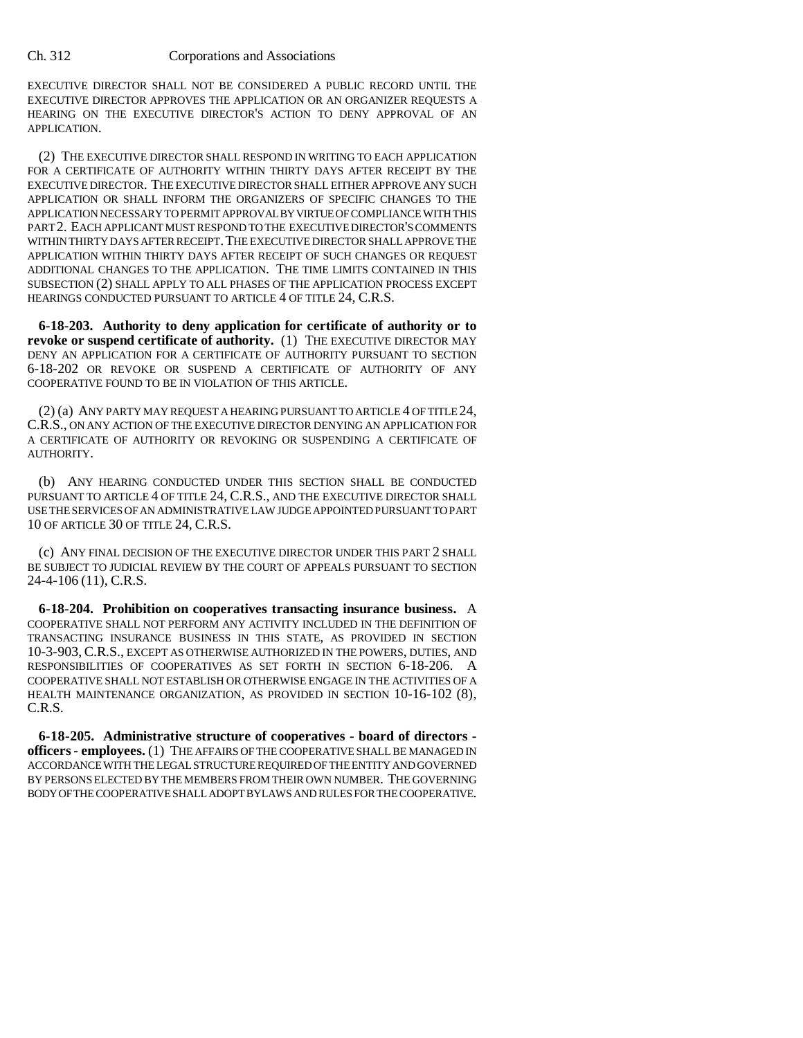EXECUTIVE DIRECTOR SHALL NOT BE CONSIDERED A PUBLIC RECORD UNTIL THE EXECUTIVE DIRECTOR APPROVES THE APPLICATION OR AN ORGANIZER REQUESTS A HEARING ON THE EXECUTIVE DIRECTOR'S ACTION TO DENY APPROVAL OF AN APPLICATION.

(2) THE EXECUTIVE DIRECTOR SHALL RESPOND IN WRITING TO EACH APPLICATION FOR A CERTIFICATE OF AUTHORITY WITHIN THIRTY DAYS AFTER RECEIPT BY THE EXECUTIVE DIRECTOR. THE EXECUTIVE DIRECTOR SHALL EITHER APPROVE ANY SUCH APPLICATION OR SHALL INFORM THE ORGANIZERS OF SPECIFIC CHANGES TO THE APPLICATION NECESSARY TO PERMIT APPROVAL BY VIRTUE OF COMPLIANCE WITH THIS PART 2. EACH APPLICANT MUST RESPOND TO THE EXECUTIVE DIRECTOR'S COMMENTS WITHIN THIRTY DAYS AFTER RECEIPT. THE EXECUTIVE DIRECTOR SHALL APPROVE THE APPLICATION WITHIN THIRTY DAYS AFTER RECEIPT OF SUCH CHANGES OR REQUEST ADDITIONAL CHANGES TO THE APPLICATION. THE TIME LIMITS CONTAINED IN THIS SUBSECTION (2) SHALL APPLY TO ALL PHASES OF THE APPLICATION PROCESS EXCEPT HEARINGS CONDUCTED PURSUANT TO ARTICLE 4 OF TITLE 24, C.R.S.

**6-18-203. Authority to deny application for certificate of authority or to revoke or suspend certificate of authority.** (1) THE EXECUTIVE DIRECTOR MAY DENY AN APPLICATION FOR A CERTIFICATE OF AUTHORITY PURSUANT TO SECTION 6-18-202 OR REVOKE OR SUSPEND A CERTIFICATE OF AUTHORITY OF ANY COOPERATIVE FOUND TO BE IN VIOLATION OF THIS ARTICLE.

(2) (a) ANY PARTY MAY REQUEST A HEARING PURSUANT TO ARTICLE 4 OF TITLE 24, C.R.S., ON ANY ACTION OF THE EXECUTIVE DIRECTOR DENYING AN APPLICATION FOR A CERTIFICATE OF AUTHORITY OR REVOKING OR SUSPENDING A CERTIFICATE OF AUTHORITY.

(b) ANY HEARING CONDUCTED UNDER THIS SECTION SHALL BE CONDUCTED PURSUANT TO ARTICLE 4 OF TITLE 24, C.R.S., AND THE EXECUTIVE DIRECTOR SHALL USE THE SERVICES OF AN ADMINISTRATIVE LAW JUDGE APPOINTED PURSUANT TO PART 10 OF ARTICLE 30 OF TITLE 24, C.R.S.

(c) ANY FINAL DECISION OF THE EXECUTIVE DIRECTOR UNDER THIS PART 2 SHALL BE SUBJECT TO JUDICIAL REVIEW BY THE COURT OF APPEALS PURSUANT TO SECTION 24-4-106 (11), C.R.S.

**6-18-204. Prohibition on cooperatives transacting insurance business.** A COOPERATIVE SHALL NOT PERFORM ANY ACTIVITY INCLUDED IN THE DEFINITION OF TRANSACTING INSURANCE BUSINESS IN THIS STATE, AS PROVIDED IN SECTION 10-3-903, C.R.S., EXCEPT AS OTHERWISE AUTHORIZED IN THE POWERS, DUTIES, AND RESPONSIBILITIES OF COOPERATIVES AS SET FORTH IN SECTION 6-18-206. A COOPERATIVE SHALL NOT ESTABLISH OR OTHERWISE ENGAGE IN THE ACTIVITIES OF A HEALTH MAINTENANCE ORGANIZATION, AS PROVIDED IN SECTION 10-16-102 (8), C.R.S.

**6-18-205. Administrative structure of cooperatives - board of directors - officers - employees.** (1) THE AFFAIRS OF THE COOPERATIVE SHALL BE MANAGED IN ACCORDANCE WITH THE LEGAL STRUCTURE REQUIRED OF THE ENTITY AND GOVERNED BY PERSONS ELECTED BY THE MEMBERS FROM THEIR OWN NUMBER. THE GOVERNING BODY OF THE COOPERATIVE SHALL ADOPT BYLAWS AND RULES FOR THE COOPERATIVE.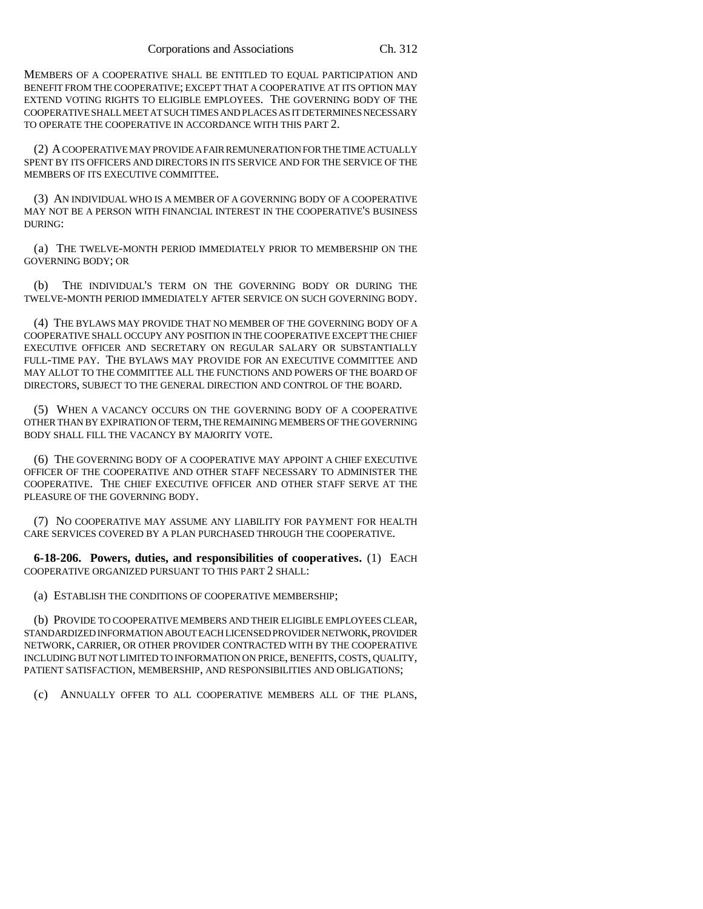MEMBERS OF A COOPERATIVE SHALL BE ENTITLED TO EQUAL PARTICIPATION AND BENEFIT FROM THE COOPERATIVE; EXCEPT THAT A COOPERATIVE AT ITS OPTION MAY EXTEND VOTING RIGHTS TO ELIGIBLE EMPLOYEES. THE GOVERNING BODY OF THE COOPERATIVE SHALL MEET AT SUCH TIMES AND PLACES AS IT DETERMINES NECESSARY TO OPERATE THE COOPERATIVE IN ACCORDANCE WITH THIS PART 2.

(2) A COOPERATIVE MAY PROVIDE A FAIR REMUNERATION FOR THE TIME ACTUALLY SPENT BY ITS OFFICERS AND DIRECTORS IN ITS SERVICE AND FOR THE SERVICE OF THE MEMBERS OF ITS EXECUTIVE COMMITTEE.

(3) AN INDIVIDUAL WHO IS A MEMBER OF A GOVERNING BODY OF A COOPERATIVE MAY NOT BE A PERSON WITH FINANCIAL INTEREST IN THE COOPERATIVE'S BUSINESS DURING:

(a) THE TWELVE-MONTH PERIOD IMMEDIATELY PRIOR TO MEMBERSHIP ON THE GOVERNING BODY; OR

(b) THE INDIVIDUAL'S TERM ON THE GOVERNING BODY OR DURING THE TWELVE-MONTH PERIOD IMMEDIATELY AFTER SERVICE ON SUCH GOVERNING BODY.

(4) THE BYLAWS MAY PROVIDE THAT NO MEMBER OF THE GOVERNING BODY OF A COOPERATIVE SHALL OCCUPY ANY POSITION IN THE COOPERATIVE EXCEPT THE CHIEF EXECUTIVE OFFICER AND SECRETARY ON REGULAR SALARY OR SUBSTANTIALLY FULL-TIME PAY. THE BYLAWS MAY PROVIDE FOR AN EXECUTIVE COMMITTEE AND MAY ALLOT TO THE COMMITTEE ALL THE FUNCTIONS AND POWERS OF THE BOARD OF DIRECTORS, SUBJECT TO THE GENERAL DIRECTION AND CONTROL OF THE BOARD.

(5) WHEN A VACANCY OCCURS ON THE GOVERNING BODY OF A COOPERATIVE OTHER THAN BY EXPIRATION OF TERM, THE REMAINING MEMBERS OF THE GOVERNING BODY SHALL FILL THE VACANCY BY MAJORITY VOTE.

(6) THE GOVERNING BODY OF A COOPERATIVE MAY APPOINT A CHIEF EXECUTIVE OFFICER OF THE COOPERATIVE AND OTHER STAFF NECESSARY TO ADMINISTER THE COOPERATIVE. THE CHIEF EXECUTIVE OFFICER AND OTHER STAFF SERVE AT THE PLEASURE OF THE GOVERNING BODY.

(7) NO COOPERATIVE MAY ASSUME ANY LIABILITY FOR PAYMENT FOR HEALTH CARE SERVICES COVERED BY A PLAN PURCHASED THROUGH THE COOPERATIVE.

**6-18-206. Powers, duties, and responsibilities of cooperatives.** (1) EACH COOPERATIVE ORGANIZED PURSUANT TO THIS PART 2 SHALL:

(a) ESTABLISH THE CONDITIONS OF COOPERATIVE MEMBERSHIP;

(b) PROVIDE TO COOPERATIVE MEMBERS AND THEIR ELIGIBLE EMPLOYEES CLEAR, STANDARDIZED INFORMATION ABOUT EACH LICENSED PROVIDER NETWORK, PROVIDER NETWORK, CARRIER, OR OTHER PROVIDER CONTRACTED WITH BY THE COOPERATIVE INCLUDING BUT NOT LIMITED TO INFORMATION ON PRICE, BENEFITS, COSTS, QUALITY, PATIENT SATISFACTION, MEMBERSHIP, AND RESPONSIBILITIES AND OBLIGATIONS;

(c) ANNUALLY OFFER TO ALL COOPERATIVE MEMBERS ALL OF THE PLANS,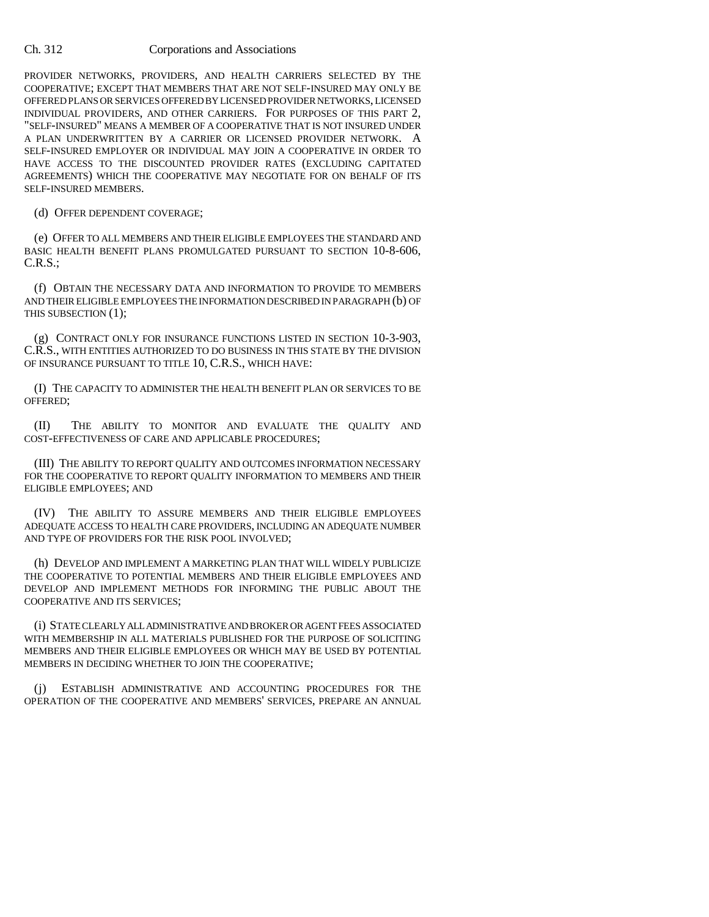PROVIDER NETWORKS, PROVIDERS, AND HEALTH CARRIERS SELECTED BY THE COOPERATIVE; EXCEPT THAT MEMBERS THAT ARE NOT SELF-INSURED MAY ONLY BE OFFERED PLANS OR SERVICES OFFERED BY LICENSED PROVIDER NETWORKS, LICENSED INDIVIDUAL PROVIDERS, AND OTHER CARRIERS. FOR PURPOSES OF THIS PART 2, "SELF-INSURED" MEANS A MEMBER OF A COOPERATIVE THAT IS NOT INSURED UNDER A PLAN UNDERWRITTEN BY A CARRIER OR LICENSED PROVIDER NETWORK. A SELF-INSURED EMPLOYER OR INDIVIDUAL MAY JOIN A COOPERATIVE IN ORDER TO HAVE ACCESS TO THE DISCOUNTED PROVIDER RATES (EXCLUDING CAPITATED AGREEMENTS) WHICH THE COOPERATIVE MAY NEGOTIATE FOR ON BEHALF OF ITS SELF-INSURED MEMBERS.

(d) OFFER DEPENDENT COVERAGE;

(e) OFFER TO ALL MEMBERS AND THEIR ELIGIBLE EMPLOYEES THE STANDARD AND BASIC HEALTH BENEFIT PLANS PROMULGATED PURSUANT TO SECTION 10-8-606, C.R.S.;

(f) OBTAIN THE NECESSARY DATA AND INFORMATION TO PROVIDE TO MEMBERS AND THEIR ELIGIBLE EMPLOYEES THE INFORMATION DESCRIBED IN PARAGRAPH (b) OF THIS SUBSECTION (1);

(g) CONTRACT ONLY FOR INSURANCE FUNCTIONS LISTED IN SECTION 10-3-903, C.R.S., WITH ENTITIES AUTHORIZED TO DO BUSINESS IN THIS STATE BY THE DIVISION OF INSURANCE PURSUANT TO TITLE 10, C.R.S., WHICH HAVE:

(I) THE CAPACITY TO ADMINISTER THE HEALTH BENEFIT PLAN OR SERVICES TO BE OFFERED;

(II) THE ABILITY TO MONITOR AND EVALUATE THE QUALITY AND COST-EFFECTIVENESS OF CARE AND APPLICABLE PROCEDURES;

(III) THE ABILITY TO REPORT QUALITY AND OUTCOMES INFORMATION NECESSARY FOR THE COOPERATIVE TO REPORT QUALITY INFORMATION TO MEMBERS AND THEIR ELIGIBLE EMPLOYEES; AND

(IV) THE ABILITY TO ASSURE MEMBERS AND THEIR ELIGIBLE EMPLOYEES ADEQUATE ACCESS TO HEALTH CARE PROVIDERS, INCLUDING AN ADEQUATE NUMBER AND TYPE OF PROVIDERS FOR THE RISK POOL INVOLVED;

(h) DEVELOP AND IMPLEMENT A MARKETING PLAN THAT WILL WIDELY PUBLICIZE THE COOPERATIVE TO POTENTIAL MEMBERS AND THEIR ELIGIBLE EMPLOYEES AND DEVELOP AND IMPLEMENT METHODS FOR INFORMING THE PUBLIC ABOUT THE COOPERATIVE AND ITS SERVICES;

(i) STATE CLEARLY ALL ADMINISTRATIVE AND BROKER OR AGENT FEES ASSOCIATED WITH MEMBERSHIP IN ALL MATERIALS PUBLISHED FOR THE PURPOSE OF SOLICITING MEMBERS AND THEIR ELIGIBLE EMPLOYEES OR WHICH MAY BE USED BY POTENTIAL MEMBERS IN DECIDING WHETHER TO JOIN THE COOPERATIVE;

(j) ESTABLISH ADMINISTRATIVE AND ACCOUNTING PROCEDURES FOR THE OPERATION OF THE COOPERATIVE AND MEMBERS' SERVICES, PREPARE AN ANNUAL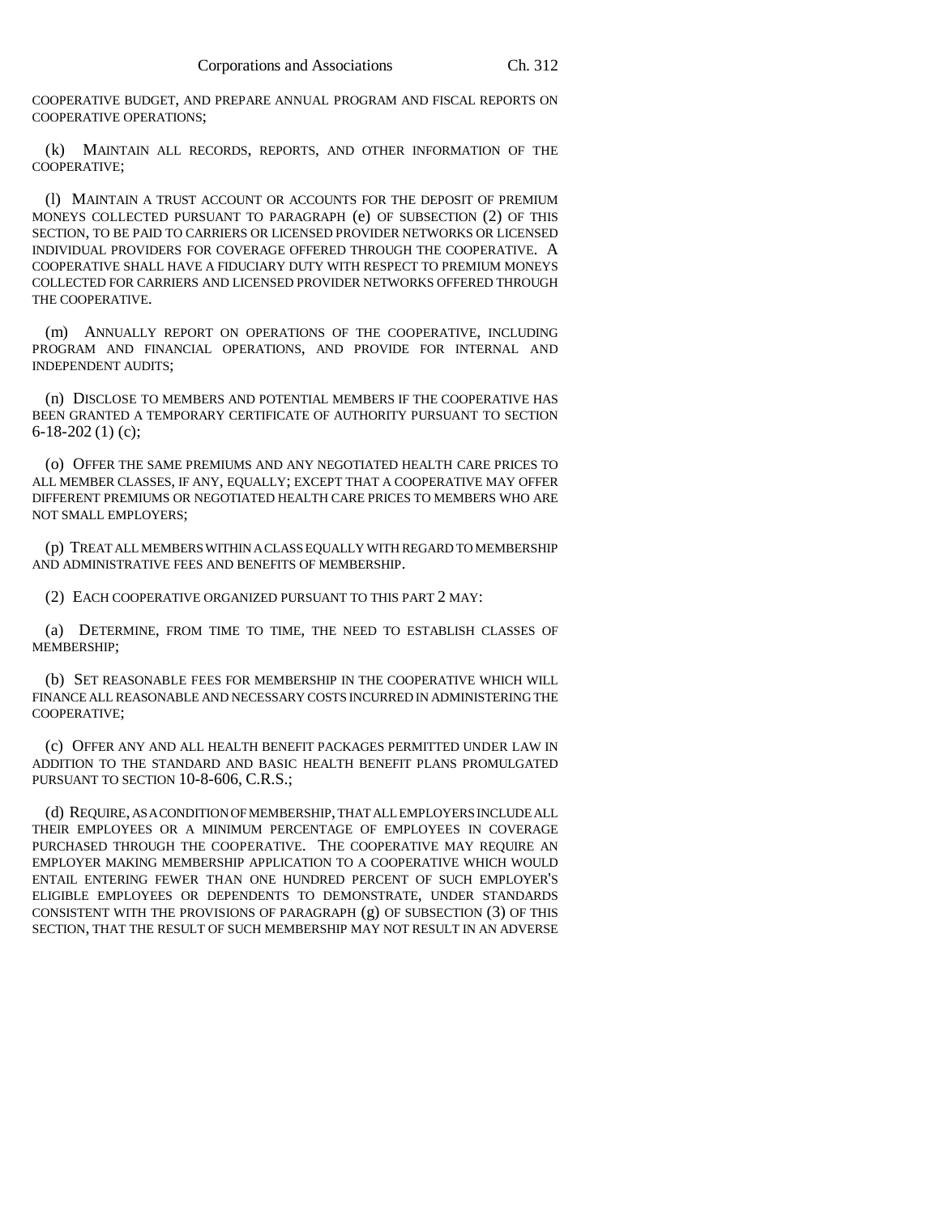COOPERATIVE BUDGET, AND PREPARE ANNUAL PROGRAM AND FISCAL REPORTS ON COOPERATIVE OPERATIONS;

(k) MAINTAIN ALL RECORDS, REPORTS, AND OTHER INFORMATION OF THE COOPERATIVE;

(l) MAINTAIN A TRUST ACCOUNT OR ACCOUNTS FOR THE DEPOSIT OF PREMIUM MONEYS COLLECTED PURSUANT TO PARAGRAPH (e) OF SUBSECTION (2) OF THIS SECTION, TO BE PAID TO CARRIERS OR LICENSED PROVIDER NETWORKS OR LICENSED INDIVIDUAL PROVIDERS FOR COVERAGE OFFERED THROUGH THE COOPERATIVE. A COOPERATIVE SHALL HAVE A FIDUCIARY DUTY WITH RESPECT TO PREMIUM MONEYS COLLECTED FOR CARRIERS AND LICENSED PROVIDER NETWORKS OFFERED THROUGH THE COOPERATIVE.

(m) ANNUALLY REPORT ON OPERATIONS OF THE COOPERATIVE, INCLUDING PROGRAM AND FINANCIAL OPERATIONS, AND PROVIDE FOR INTERNAL AND INDEPENDENT AUDITS;

(n) DISCLOSE TO MEMBERS AND POTENTIAL MEMBERS IF THE COOPERATIVE HAS BEEN GRANTED A TEMPORARY CERTIFICATE OF AUTHORITY PURSUANT TO SECTION 6-18-202 (1) (c);

(o) OFFER THE SAME PREMIUMS AND ANY NEGOTIATED HEALTH CARE PRICES TO ALL MEMBER CLASSES, IF ANY, EQUALLY; EXCEPT THAT A COOPERATIVE MAY OFFER DIFFERENT PREMIUMS OR NEGOTIATED HEALTH CARE PRICES TO MEMBERS WHO ARE NOT SMALL EMPLOYERS;

(p) TREAT ALL MEMBERS WITHIN A CLASS EQUALLY WITH REGARD TO MEMBERSHIP AND ADMINISTRATIVE FEES AND BENEFITS OF MEMBERSHIP.

(2) EACH COOPERATIVE ORGANIZED PURSUANT TO THIS PART 2 MAY:

(a) DETERMINE, FROM TIME TO TIME, THE NEED TO ESTABLISH CLASSES OF MEMBERSHIP;

(b) SET REASONABLE FEES FOR MEMBERSHIP IN THE COOPERATIVE WHICH WILL FINANCE ALL REASONABLE AND NECESSARY COSTS INCURRED IN ADMINISTERING THE COOPERATIVE;

(c) OFFER ANY AND ALL HEALTH BENEFIT PACKAGES PERMITTED UNDER LAW IN ADDITION TO THE STANDARD AND BASIC HEALTH BENEFIT PLANS PROMULGATED PURSUANT TO SECTION 10-8-606, C.R.S.;

(d) REQUIRE, AS A CONDITION OF MEMBERSHIP, THAT ALL EMPLOYERS INCLUDE ALL THEIR EMPLOYEES OR A MINIMUM PERCENTAGE OF EMPLOYEES IN COVERAGE PURCHASED THROUGH THE COOPERATIVE. THE COOPERATIVE MAY REQUIRE AN EMPLOYER MAKING MEMBERSHIP APPLICATION TO A COOPERATIVE WHICH WOULD ENTAIL ENTERING FEWER THAN ONE HUNDRED PERCENT OF SUCH EMPLOYER'S ELIGIBLE EMPLOYEES OR DEPENDENTS TO DEMONSTRATE, UNDER STANDARDS CONSISTENT WITH THE PROVISIONS OF PARAGRAPH (g) OF SUBSECTION (3) OF THIS SECTION, THAT THE RESULT OF SUCH MEMBERSHIP MAY NOT RESULT IN AN ADVERSE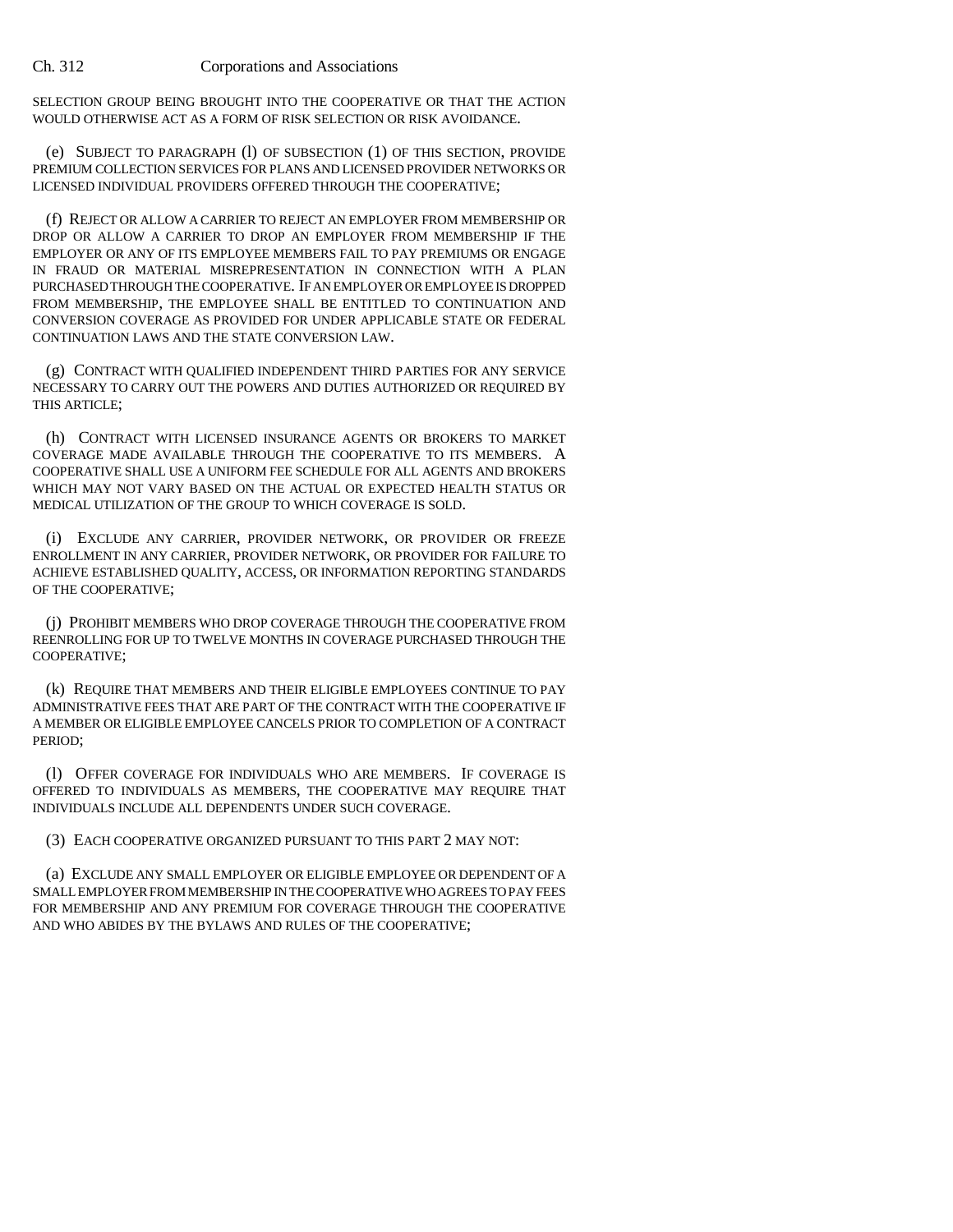SELECTION GROUP BEING BROUGHT INTO THE COOPERATIVE OR THAT THE ACTION WOULD OTHERWISE ACT AS A FORM OF RISK SELECTION OR RISK AVOIDANCE.

(e) SUBJECT TO PARAGRAPH (l) OF SUBSECTION (1) OF THIS SECTION, PROVIDE PREMIUM COLLECTION SERVICES FOR PLANS AND LICENSED PROVIDER NETWORKS OR LICENSED INDIVIDUAL PROVIDERS OFFERED THROUGH THE COOPERATIVE;

(f) REJECT OR ALLOW A CARRIER TO REJECT AN EMPLOYER FROM MEMBERSHIP OR DROP OR ALLOW A CARRIER TO DROP AN EMPLOYER FROM MEMBERSHIP IF THE EMPLOYER OR ANY OF ITS EMPLOYEE MEMBERS FAIL TO PAY PREMIUMS OR ENGAGE IN FRAUD OR MATERIAL MISREPRESENTATION IN CONNECTION WITH A PLAN PURCHASED THROUGH THE COOPERATIVE. IF AN EMPLOYER OR EMPLOYEE IS DROPPED FROM MEMBERSHIP, THE EMPLOYEE SHALL BE ENTITLED TO CONTINUATION AND CONVERSION COVERAGE AS PROVIDED FOR UNDER APPLICABLE STATE OR FEDERAL CONTINUATION LAWS AND THE STATE CONVERSION LAW.

(g) CONTRACT WITH QUALIFIED INDEPENDENT THIRD PARTIES FOR ANY SERVICE NECESSARY TO CARRY OUT THE POWERS AND DUTIES AUTHORIZED OR REQUIRED BY THIS ARTICLE;

(h) CONTRACT WITH LICENSED INSURANCE AGENTS OR BROKERS TO MARKET COVERAGE MADE AVAILABLE THROUGH THE COOPERATIVE TO ITS MEMBERS. A COOPERATIVE SHALL USE A UNIFORM FEE SCHEDULE FOR ALL AGENTS AND BROKERS WHICH MAY NOT VARY BASED ON THE ACTUAL OR EXPECTED HEALTH STATUS OR MEDICAL UTILIZATION OF THE GROUP TO WHICH COVERAGE IS SOLD.

(i) EXCLUDE ANY CARRIER, PROVIDER NETWORK, OR PROVIDER OR FREEZE ENROLLMENT IN ANY CARRIER, PROVIDER NETWORK, OR PROVIDER FOR FAILURE TO ACHIEVE ESTABLISHED QUALITY, ACCESS, OR INFORMATION REPORTING STANDARDS OF THE COOPERATIVE;

(j) PROHIBIT MEMBERS WHO DROP COVERAGE THROUGH THE COOPERATIVE FROM REENROLLING FOR UP TO TWELVE MONTHS IN COVERAGE PURCHASED THROUGH THE COOPERATIVE;

(k) REQUIRE THAT MEMBERS AND THEIR ELIGIBLE EMPLOYEES CONTINUE TO PAY ADMINISTRATIVE FEES THAT ARE PART OF THE CONTRACT WITH THE COOPERATIVE IF A MEMBER OR ELIGIBLE EMPLOYEE CANCELS PRIOR TO COMPLETION OF A CONTRACT PERIOD;

(l) OFFER COVERAGE FOR INDIVIDUALS WHO ARE MEMBERS. IF COVERAGE IS OFFERED TO INDIVIDUALS AS MEMBERS, THE COOPERATIVE MAY REQUIRE THAT INDIVIDUALS INCLUDE ALL DEPENDENTS UNDER SUCH COVERAGE.

(3) EACH COOPERATIVE ORGANIZED PURSUANT TO THIS PART 2 MAY NOT:

(a) EXCLUDE ANY SMALL EMPLOYER OR ELIGIBLE EMPLOYEE OR DEPENDENT OF A SMALL EMPLOYER FROM MEMBERSHIP IN THE COOPERATIVE WHO AGREES TO PAY FEES FOR MEMBERSHIP AND ANY PREMIUM FOR COVERAGE THROUGH THE COOPERATIVE AND WHO ABIDES BY THE BYLAWS AND RULES OF THE COOPERATIVE;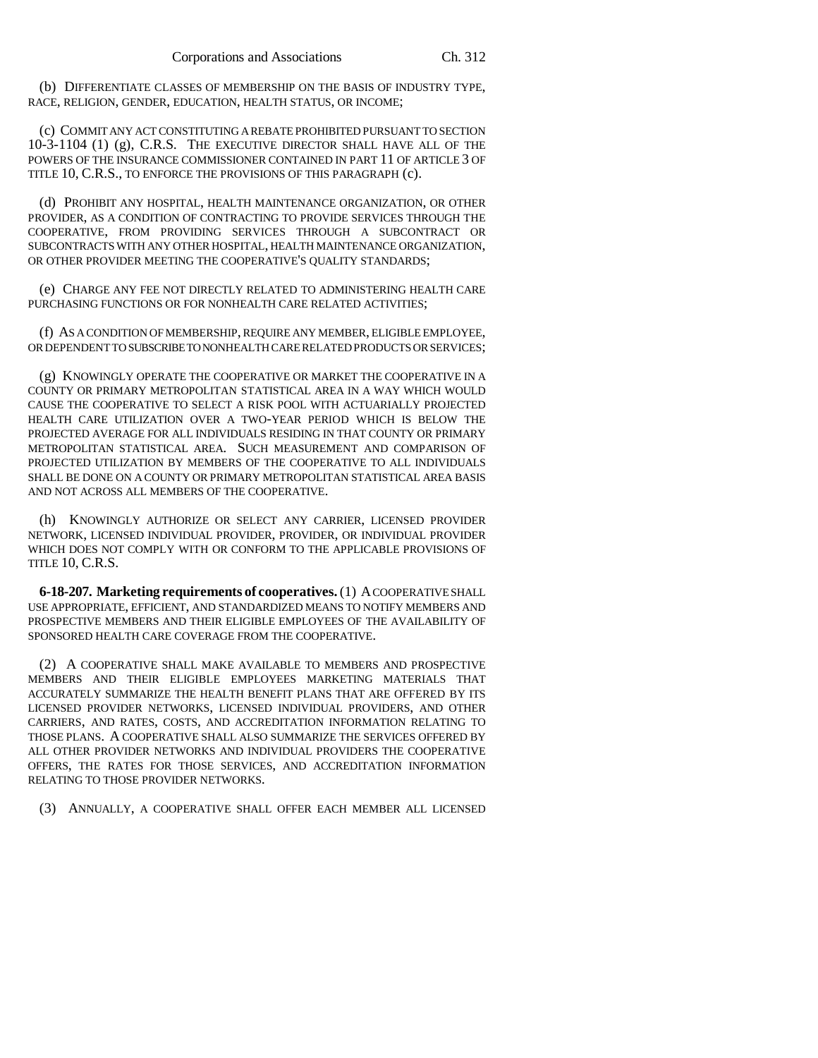(b) DIFFERENTIATE CLASSES OF MEMBERSHIP ON THE BASIS OF INDUSTRY TYPE, RACE, RELIGION, GENDER, EDUCATION, HEALTH STATUS, OR INCOME;

(c) COMMIT ANY ACT CONSTITUTING A REBATE PROHIBITED PURSUANT TO SECTION 10-3-1104 (1) (g), C.R.S. THE EXECUTIVE DIRECTOR SHALL HAVE ALL OF THE POWERS OF THE INSURANCE COMMISSIONER CONTAINED IN PART 11 OF ARTICLE 3 OF TITLE 10, C.R.S., TO ENFORCE THE PROVISIONS OF THIS PARAGRAPH (c).

(d) PROHIBIT ANY HOSPITAL, HEALTH MAINTENANCE ORGANIZATION, OR OTHER PROVIDER, AS A CONDITION OF CONTRACTING TO PROVIDE SERVICES THROUGH THE COOPERATIVE, FROM PROVIDING SERVICES THROUGH A SUBCONTRACT OR SUBCONTRACTS WITH ANY OTHER HOSPITAL, HEALTH MAINTENANCE ORGANIZATION, OR OTHER PROVIDER MEETING THE COOPERATIVE'S QUALITY STANDARDS;

(e) CHARGE ANY FEE NOT DIRECTLY RELATED TO ADMINISTERING HEALTH CARE PURCHASING FUNCTIONS OR FOR NONHEALTH CARE RELATED ACTIVITIES;

(f) AS A CONDITION OF MEMBERSHIP, REQUIRE ANY MEMBER, ELIGIBLE EMPLOYEE, OR DEPENDENT TO SUBSCRIBE TO NONHEALTH CARE RELATED PRODUCTS OR SERVICES;

(g) KNOWINGLY OPERATE THE COOPERATIVE OR MARKET THE COOPERATIVE IN A COUNTY OR PRIMARY METROPOLITAN STATISTICAL AREA IN A WAY WHICH WOULD CAUSE THE COOPERATIVE TO SELECT A RISK POOL WITH ACTUARIALLY PROJECTED HEALTH CARE UTILIZATION OVER A TWO-YEAR PERIOD WHICH IS BELOW THE PROJECTED AVERAGE FOR ALL INDIVIDUALS RESIDING IN THAT COUNTY OR PRIMARY METROPOLITAN STATISTICAL AREA. SUCH MEASUREMENT AND COMPARISON OF PROJECTED UTILIZATION BY MEMBERS OF THE COOPERATIVE TO ALL INDIVIDUALS SHALL BE DONE ON A COUNTY OR PRIMARY METROPOLITAN STATISTICAL AREA BASIS AND NOT ACROSS ALL MEMBERS OF THE COOPERATIVE.

(h) KNOWINGLY AUTHORIZE OR SELECT ANY CARRIER, LICENSED PROVIDER NETWORK, LICENSED INDIVIDUAL PROVIDER, PROVIDER, OR INDIVIDUAL PROVIDER WHICH DOES NOT COMPLY WITH OR CONFORM TO THE APPLICABLE PROVISIONS OF TITLE 10, C.R.S.

**6-18-207. Marketing requirements of cooperatives.** (1) A COOPERATIVE SHALL USE APPROPRIATE, EFFICIENT, AND STANDARDIZED MEANS TO NOTIFY MEMBERS AND PROSPECTIVE MEMBERS AND THEIR ELIGIBLE EMPLOYEES OF THE AVAILABILITY OF SPONSORED HEALTH CARE COVERAGE FROM THE COOPERATIVE.

(2) A COOPERATIVE SHALL MAKE AVAILABLE TO MEMBERS AND PROSPECTIVE MEMBERS AND THEIR ELIGIBLE EMPLOYEES MARKETING MATERIALS THAT ACCURATELY SUMMARIZE THE HEALTH BENEFIT PLANS THAT ARE OFFERED BY ITS LICENSED PROVIDER NETWORKS, LICENSED INDIVIDUAL PROVIDERS, AND OTHER CARRIERS, AND RATES, COSTS, AND ACCREDITATION INFORMATION RELATING TO THOSE PLANS. A COOPERATIVE SHALL ALSO SUMMARIZE THE SERVICES OFFERED BY ALL OTHER PROVIDER NETWORKS AND INDIVIDUAL PROVIDERS THE COOPERATIVE OFFERS, THE RATES FOR THOSE SERVICES, AND ACCREDITATION INFORMATION RELATING TO THOSE PROVIDER NETWORKS.

(3) ANNUALLY, A COOPERATIVE SHALL OFFER EACH MEMBER ALL LICENSED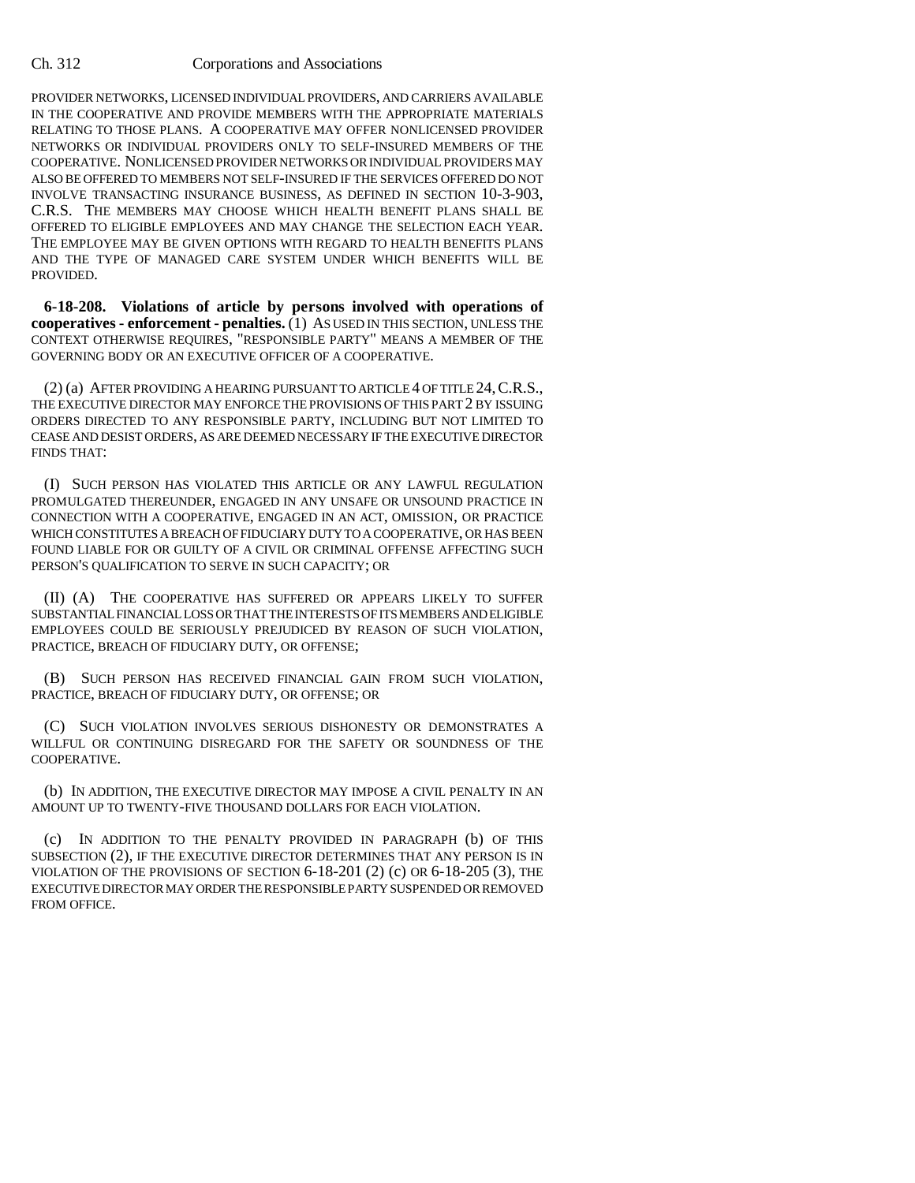PROVIDER NETWORKS, LICENSED INDIVIDUAL PROVIDERS, AND CARRIERS AVAILABLE IN THE COOPERATIVE AND PROVIDE MEMBERS WITH THE APPROPRIATE MATERIALS RELATING TO THOSE PLANS. A COOPERATIVE MAY OFFER NONLICENSED PROVIDER NETWORKS OR INDIVIDUAL PROVIDERS ONLY TO SELF-INSURED MEMBERS OF THE COOPERATIVE. NONLICENSED PROVIDER NETWORKS OR INDIVIDUAL PROVIDERS MAY ALSO BE OFFERED TO MEMBERS NOT SELF-INSURED IF THE SERVICES OFFERED DO NOT INVOLVE TRANSACTING INSURANCE BUSINESS, AS DEFINED IN SECTION 10-3-903, C.R.S. THE MEMBERS MAY CHOOSE WHICH HEALTH BENEFIT PLANS SHALL BE OFFERED TO ELIGIBLE EMPLOYEES AND MAY CHANGE THE SELECTION EACH YEAR. THE EMPLOYEE MAY BE GIVEN OPTIONS WITH REGARD TO HEALTH BENEFITS PLANS AND THE TYPE OF MANAGED CARE SYSTEM UNDER WHICH BENEFITS WILL BE PROVIDED.

**6-18-208. Violations of article by persons involved with operations of cooperatives - enforcement - penalties.** (1) AS USED IN THIS SECTION, UNLESS THE CONTEXT OTHERWISE REQUIRES, "RESPONSIBLE PARTY" MEANS A MEMBER OF THE GOVERNING BODY OR AN EXECUTIVE OFFICER OF A COOPERATIVE.

(2) (a) AFTER PROVIDING A HEARING PURSUANT TO ARTICLE 4 OF TITLE 24, C.R.S., THE EXECUTIVE DIRECTOR MAY ENFORCE THE PROVISIONS OF THIS PART 2 BY ISSUING ORDERS DIRECTED TO ANY RESPONSIBLE PARTY, INCLUDING BUT NOT LIMITED TO CEASE AND DESIST ORDERS, AS ARE DEEMED NECESSARY IF THE EXECUTIVE DIRECTOR FINDS THAT:

(I) SUCH PERSON HAS VIOLATED THIS ARTICLE OR ANY LAWFUL REGULATION PROMULGATED THEREUNDER, ENGAGED IN ANY UNSAFE OR UNSOUND PRACTICE IN CONNECTION WITH A COOPERATIVE, ENGAGED IN AN ACT, OMISSION, OR PRACTICE WHICH CONSTITUTES A BREACH OF FIDUCIARY DUTY TO A COOPERATIVE, OR HAS BEEN FOUND LIABLE FOR OR GUILTY OF A CIVIL OR CRIMINAL OFFENSE AFFECTING SUCH PERSON'S QUALIFICATION TO SERVE IN SUCH CAPACITY; OR

(II) (A) THE COOPERATIVE HAS SUFFERED OR APPEARS LIKELY TO SUFFER SUBSTANTIAL FINANCIAL LOSS OR THAT THE INTERESTS OF ITS MEMBERS AND ELIGIBLE EMPLOYEES COULD BE SERIOUSLY PREJUDICED BY REASON OF SUCH VIOLATION, PRACTICE, BREACH OF FIDUCIARY DUTY, OR OFFENSE;

(B) SUCH PERSON HAS RECEIVED FINANCIAL GAIN FROM SUCH VIOLATION, PRACTICE, BREACH OF FIDUCIARY DUTY, OR OFFENSE; OR

(C) SUCH VIOLATION INVOLVES SERIOUS DISHONESTY OR DEMONSTRATES A WILLFUL OR CONTINUING DISREGARD FOR THE SAFETY OR SOUNDNESS OF THE COOPERATIVE.

(b) IN ADDITION, THE EXECUTIVE DIRECTOR MAY IMPOSE A CIVIL PENALTY IN AN AMOUNT UP TO TWENTY-FIVE THOUSAND DOLLARS FOR EACH VIOLATION.

(c) IN ADDITION TO THE PENALTY PROVIDED IN PARAGRAPH (b) OF THIS SUBSECTION (2), IF THE EXECUTIVE DIRECTOR DETERMINES THAT ANY PERSON IS IN VIOLATION OF THE PROVISIONS OF SECTION 6-18-201 (2) (c) OR 6-18-205 (3), THE EXECUTIVE DIRECTOR MAY ORDER THE RESPONSIBLE PARTY SUSPENDED OR REMOVED FROM OFFICE.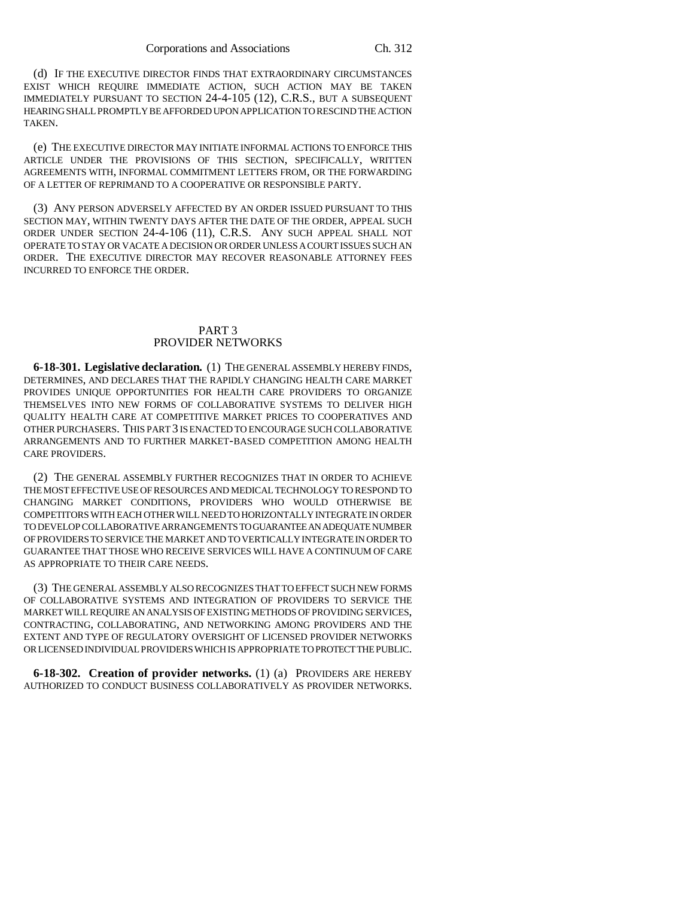(d) IF THE EXECUTIVE DIRECTOR FINDS THAT EXTRAORDINARY CIRCUMSTANCES EXIST WHICH REQUIRE IMMEDIATE ACTION, SUCH ACTION MAY BE TAKEN IMMEDIATELY PURSUANT TO SECTION 24-4-105 (12), C.R.S., BUT A SUBSEQUENT HEARING SHALL PROMPTLY BE AFFORDED UPON APPLICATION TO RESCIND THE ACTION TAKEN.

(e) THE EXECUTIVE DIRECTOR MAY INITIATE INFORMAL ACTIONS TO ENFORCE THIS ARTICLE UNDER THE PROVISIONS OF THIS SECTION, SPECIFICALLY, WRITTEN AGREEMENTS WITH, INFORMAL COMMITMENT LETTERS FROM, OR THE FORWARDING OF A LETTER OF REPRIMAND TO A COOPERATIVE OR RESPONSIBLE PARTY.

(3) ANY PERSON ADVERSELY AFFECTED BY AN ORDER ISSUED PURSUANT TO THIS SECTION MAY, WITHIN TWENTY DAYS AFTER THE DATE OF THE ORDER, APPEAL SUCH ORDER UNDER SECTION 24-4-106 (11), C.R.S. ANY SUCH APPEAL SHALL NOT OPERATE TO STAY OR VACATE A DECISION OR ORDER UNLESS A COURT ISSUES SUCH AN ORDER. THE EXECUTIVE DIRECTOR MAY RECOVER REASONABLE ATTORNEY FEES INCURRED TO ENFORCE THE ORDER.

## PART 3
## PROVIDER NETWORKS

**6-18-301. Legislative declaration.** (1) THE GENERAL ASSEMBLY HEREBY FINDS, DETERMINES, AND DECLARES THAT THE RAPIDLY CHANGING HEALTH CARE MARKET PROVIDES UNIQUE OPPORTUNITIES FOR HEALTH CARE PROVIDERS TO ORGANIZE THEMSELVES INTO NEW FORMS OF COLLABORATIVE SYSTEMS TO DELIVER HIGH QUALITY HEALTH CARE AT COMPETITIVE MARKET PRICES TO COOPERATIVES AND OTHER PURCHASERS. THIS PART 3 IS ENACTED TO ENCOURAGE SUCH COLLABORATIVE ARRANGEMENTS AND TO FURTHER MARKET-BASED COMPETITION AMONG HEALTH CARE PROVIDERS.

(2) THE GENERAL ASSEMBLY FURTHER RECOGNIZES THAT IN ORDER TO ACHIEVE THE MOST EFFECTIVE USE OF RESOURCES AND MEDICAL TECHNOLOGY TO RESPOND TO CHANGING MARKET CONDITIONS, PROVIDERS WHO WOULD OTHERWISE BE COMPETITORS WITH EACH OTHER WILL NEED TO HORIZONTALLY INTEGRATE IN ORDER TO DEVELOP COLLABORATIVE ARRANGEMENTS TO GUARANTEE AN ADEQUATE NUMBER OF PROVIDERS TO SERVICE THE MARKET AND TO VERTICALLY INTEGRATE IN ORDER TO GUARANTEE THAT THOSE WHO RECEIVE SERVICES WILL HAVE A CONTINUUM OF CARE AS APPROPRIATE TO THEIR CARE NEEDS.

(3) THE GENERAL ASSEMBLY ALSO RECOGNIZES THAT TO EFFECT SUCH NEW FORMS OF COLLABORATIVE SYSTEMS AND INTEGRATION OF PROVIDERS TO SERVICE THE MARKET WILL REQUIRE AN ANALYSIS OF EXISTING METHODS OF PROVIDING SERVICES, CONTRACTING, COLLABORATING, AND NETWORKING AMONG PROVIDERS AND THE EXTENT AND TYPE OF REGULATORY OVERSIGHT OF LICENSED PROVIDER NETWORKS OR LICENSED INDIVIDUAL PROVIDERS WHICH IS APPROPRIATE TO PROTECT THE PUBLIC.

**6-18-302. Creation of provider networks.** (1) (a) PROVIDERS ARE HEREBY AUTHORIZED TO CONDUCT BUSINESS COLLABORATIVELY AS PROVIDER NETWORKS.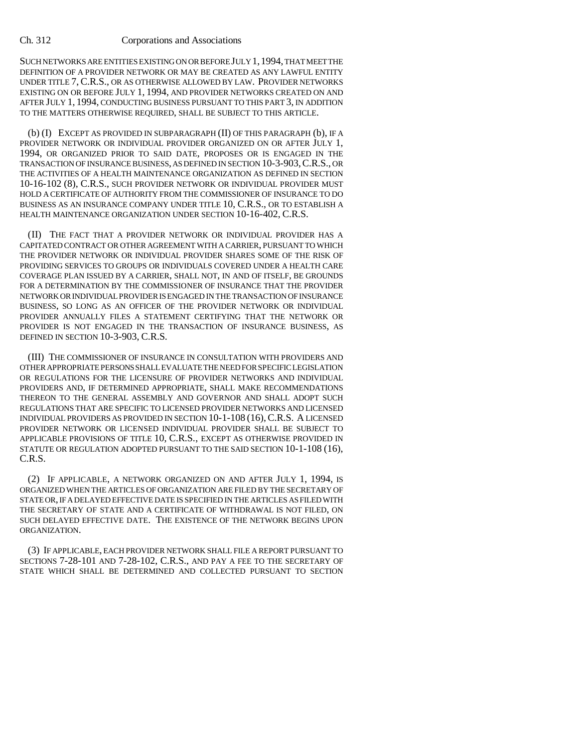SUCH NETWORKS ARE ENTITIES EXISTING ON OR BEFORE JULY 1, 1994, THAT MEET THE DEFINITION OF A PROVIDER NETWORK OR MAY BE CREATED AS ANY LAWFUL ENTITY UNDER TITLE 7, C.R.S., OR AS OTHERWISE ALLOWED BY LAW. PROVIDER NETWORKS EXISTING ON OR BEFORE JULY 1, 1994, AND PROVIDER NETWORKS CREATED ON AND AFTER JULY 1, 1994, CONDUCTING BUSINESS PURSUANT TO THIS PART 3, IN ADDITION TO THE MATTERS OTHERWISE REQUIRED, SHALL BE SUBJECT TO THIS ARTICLE.

(b) (I) EXCEPT AS PROVIDED IN SUBPARAGRAPH (II) OF THIS PARAGRAPH (b), IF A PROVIDER NETWORK OR INDIVIDUAL PROVIDER ORGANIZED ON OR AFTER JULY 1, 1994, OR ORGANIZED PRIOR TO SAID DATE, PROPOSES OR IS ENGAGED IN THE TRANSACTION OF INSURANCE BUSINESS, AS DEFINED IN SECTION 10-3-903, C.R.S., OR THE ACTIVITIES OF A HEALTH MAINTENANCE ORGANIZATION AS DEFINED IN SECTION 10-16-102 (8), C.R.S., SUCH PROVIDER NETWORK OR INDIVIDUAL PROVIDER MUST HOLD A CERTIFICATE OF AUTHORITY FROM THE COMMISSIONER OF INSURANCE TO DO BUSINESS AS AN INSURANCE COMPANY UNDER TITLE 10, C.R.S., OR TO ESTABLISH A HEALTH MAINTENANCE ORGANIZATION UNDER SECTION 10-16-402, C.R.S.

(II) THE FACT THAT A PROVIDER NETWORK OR INDIVIDUAL PROVIDER HAS A CAPITATED CONTRACT OR OTHER AGREEMENT WITH A CARRIER, PURSUANT TO WHICH THE PROVIDER NETWORK OR INDIVIDUAL PROVIDER SHARES SOME OF THE RISK OF PROVIDING SERVICES TO GROUPS OR INDIVIDUALS COVERED UNDER A HEALTH CARE COVERAGE PLAN ISSUED BY A CARRIER, SHALL NOT, IN AND OF ITSELF, BE GROUNDS FOR A DETERMINATION BY THE COMMISSIONER OF INSURANCE THAT THE PROVIDER NETWORK OR INDIVIDUAL PROVIDER IS ENGAGED IN THE TRANSACTION OF INSURANCE BUSINESS, SO LONG AS AN OFFICER OF THE PROVIDER NETWORK OR INDIVIDUAL PROVIDER ANNUALLY FILES A STATEMENT CERTIFYING THAT THE NETWORK OR PROVIDER IS NOT ENGAGED IN THE TRANSACTION OF INSURANCE BUSINESS, AS DEFINED IN SECTION 10-3-903, C.R.S.

(III) THE COMMISSIONER OF INSURANCE IN CONSULTATION WITH PROVIDERS AND OTHER APPROPRIATE PERSONS SHALL EVALUATE THE NEED FOR SPECIFIC LEGISLATION OR REGULATIONS FOR THE LICENSURE OF PROVIDER NETWORKS AND INDIVIDUAL PROVIDERS AND, IF DETERMINED APPROPRIATE, SHALL MAKE RECOMMENDATIONS THEREON TO THE GENERAL ASSEMBLY AND GOVERNOR AND SHALL ADOPT SUCH REGULATIONS THAT ARE SPECIFIC TO LICENSED PROVIDER NETWORKS AND LICENSED INDIVIDUAL PROVIDERS AS PROVIDED IN SECTION 10-1-108 (16), C.R.S. A LICENSED PROVIDER NETWORK OR LICENSED INDIVIDUAL PROVIDER SHALL BE SUBJECT TO APPLICABLE PROVISIONS OF TITLE 10, C.R.S., EXCEPT AS OTHERWISE PROVIDED IN STATUTE OR REGULATION ADOPTED PURSUANT TO THE SAID SECTION 10-1-108 (16), C.R.S.

(2) IF APPLICABLE, A NETWORK ORGANIZED ON AND AFTER JULY 1, 1994, IS ORGANIZED WHEN THE ARTICLES OF ORGANIZATION ARE FILED BY THE SECRETARY OF STATE OR, IF A DELAYED EFFECTIVE DATE IS SPECIFIED IN THE ARTICLES AS FILED WITH THE SECRETARY OF STATE AND A CERTIFICATE OF WITHDRAWAL IS NOT FILED, ON SUCH DELAYED EFFECTIVE DATE. THE EXISTENCE OF THE NETWORK BEGINS UPON ORGANIZATION.

(3) IF APPLICABLE, EACH PROVIDER NETWORK SHALL FILE A REPORT PURSUANT TO SECTIONS 7-28-101 AND 7-28-102, C.R.S., AND PAY A FEE TO THE SECRETARY OF STATE WHICH SHALL BE DETERMINED AND COLLECTED PURSUANT TO SECTION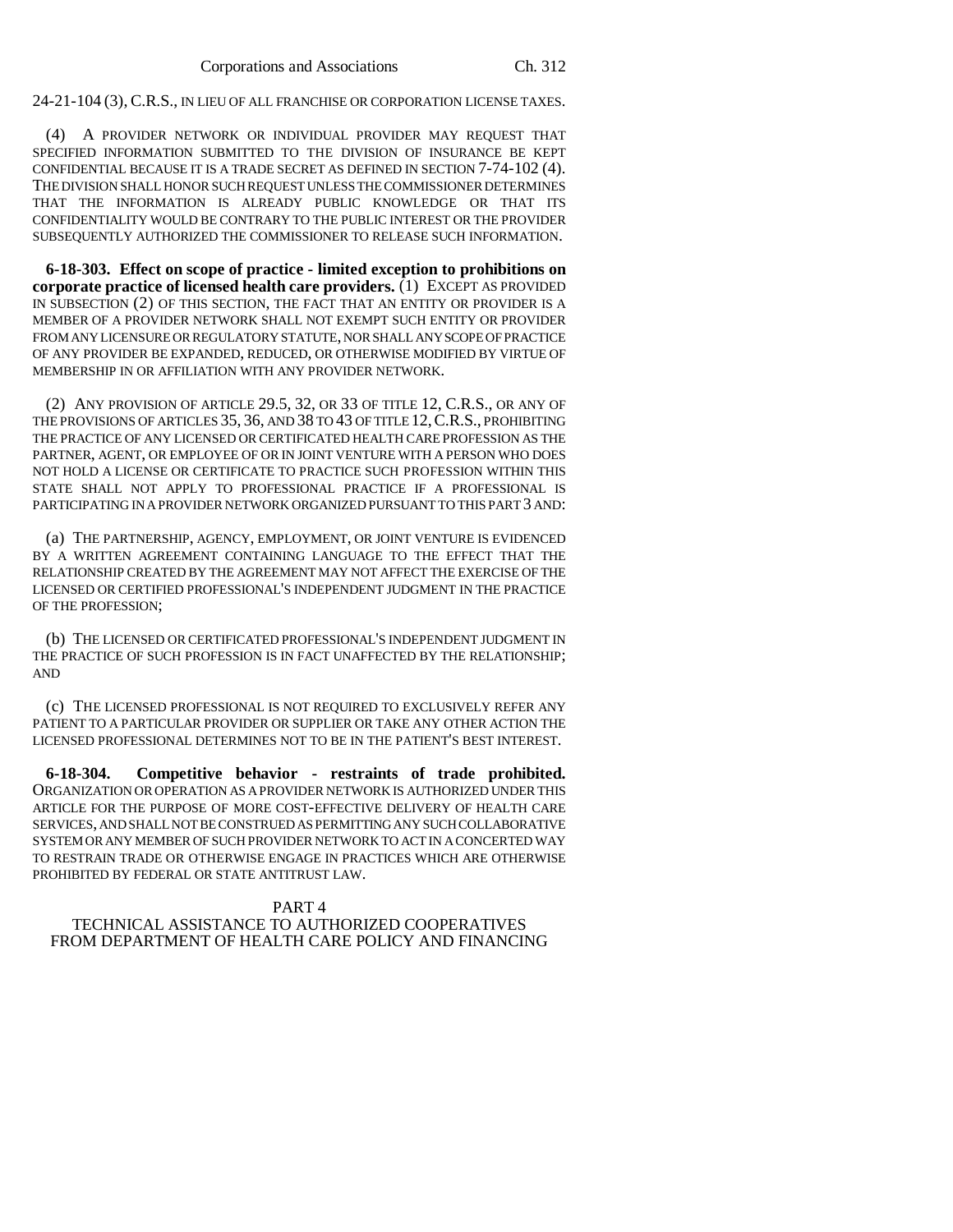24-21-104 (3), C.R.S., IN LIEU OF ALL FRANCHISE OR CORPORATION LICENSE TAXES.

(4) A PROVIDER NETWORK OR INDIVIDUAL PROVIDER MAY REQUEST THAT SPECIFIED INFORMATION SUBMITTED TO THE DIVISION OF INSURANCE BE KEPT CONFIDENTIAL BECAUSE IT IS A TRADE SECRET AS DEFINED IN SECTION 7-74-102 (4). THE DIVISION SHALL HONOR SUCH REQUEST UNLESS THE COMMISSIONER DETERMINES THAT THE INFORMATION IS ALREADY PUBLIC KNOWLEDGE OR THAT ITS CONFIDENTIALITY WOULD BE CONTRARY TO THE PUBLIC INTEREST OR THE PROVIDER SUBSEQUENTLY AUTHORIZED THE COMMISSIONER TO RELEASE SUCH INFORMATION.

**6-18-303. Effect on scope of practice - limited exception to prohibitions on corporate practice of licensed health care providers.** (1) EXCEPT AS PROVIDED IN SUBSECTION (2) OF THIS SECTION, THE FACT THAT AN ENTITY OR PROVIDER IS A MEMBER OF A PROVIDER NETWORK SHALL NOT EXEMPT SUCH ENTITY OR PROVIDER FROM ANY LICENSURE OR REGULATORY STATUTE, NOR SHALL ANY SCOPE OF PRACTICE OF ANY PROVIDER BE EXPANDED, REDUCED, OR OTHERWISE MODIFIED BY VIRTUE OF MEMBERSHIP IN OR AFFILIATION WITH ANY PROVIDER NETWORK.

(2) ANY PROVISION OF ARTICLE 29.5, 32, OR 33 OF TITLE 12, C.R.S., OR ANY OF THE PROVISIONS OF ARTICLES 35, 36, AND 38 TO 43 OF TITLE 12, C.R.S., PROHIBITING THE PRACTICE OF ANY LICENSED OR CERTIFICATED HEALTH CARE PROFESSION AS THE PARTNER, AGENT, OR EMPLOYEE OF OR IN JOINT VENTURE WITH A PERSON WHO DOES NOT HOLD A LICENSE OR CERTIFICATE TO PRACTICE SUCH PROFESSION WITHIN THIS STATE SHALL NOT APPLY TO PROFESSIONAL PRACTICE IF A PROFESSIONAL IS PARTICIPATING IN A PROVIDER NETWORK ORGANIZED PURSUANT TO THIS PART 3 AND:

(a) THE PARTNERSHIP, AGENCY, EMPLOYMENT, OR JOINT VENTURE IS EVIDENCED BY A WRITTEN AGREEMENT CONTAINING LANGUAGE TO THE EFFECT THAT THE RELATIONSHIP CREATED BY THE AGREEMENT MAY NOT AFFECT THE EXERCISE OF THE LICENSED OR CERTIFIED PROFESSIONAL'S INDEPENDENT JUDGMENT IN THE PRACTICE OF THE PROFESSION;

(b) THE LICENSED OR CERTIFICATED PROFESSIONAL'S INDEPENDENT JUDGMENT IN THE PRACTICE OF SUCH PROFESSION IS IN FACT UNAFFECTED BY THE RELATIONSHIP; AND

(c) THE LICENSED PROFESSIONAL IS NOT REQUIRED TO EXCLUSIVELY REFER ANY PATIENT TO A PARTICULAR PROVIDER OR SUPPLIER OR TAKE ANY OTHER ACTION THE LICENSED PROFESSIONAL DETERMINES NOT TO BE IN THE PATIENT'S BEST INTEREST.

**6-18-304. Competitive behavior - restraints of trade prohibited.** ORGANIZATION OR OPERATION AS A PROVIDER NETWORK IS AUTHORIZED UNDER THIS ARTICLE FOR THE PURPOSE OF MORE COST-EFFECTIVE DELIVERY OF HEALTH CARE SERVICES, AND SHALL NOT BE CONSTRUED AS PERMITTING ANY SUCH COLLABORATIVE SYSTEM OR ANY MEMBER OF SUCH PROVIDER NETWORK TO ACT IN A CONCERTED WAY TO RESTRAIN TRADE OR OTHERWISE ENGAGE IN PRACTICES WHICH ARE OTHERWISE PROHIBITED BY FEDERAL OR STATE ANTITRUST LAW.

## PART 4
## TECHNICAL ASSISTANCE TO AUTHORIZED COOPERATIVES FROM DEPARTMENT OF HEALTH CARE POLICY AND FINANCING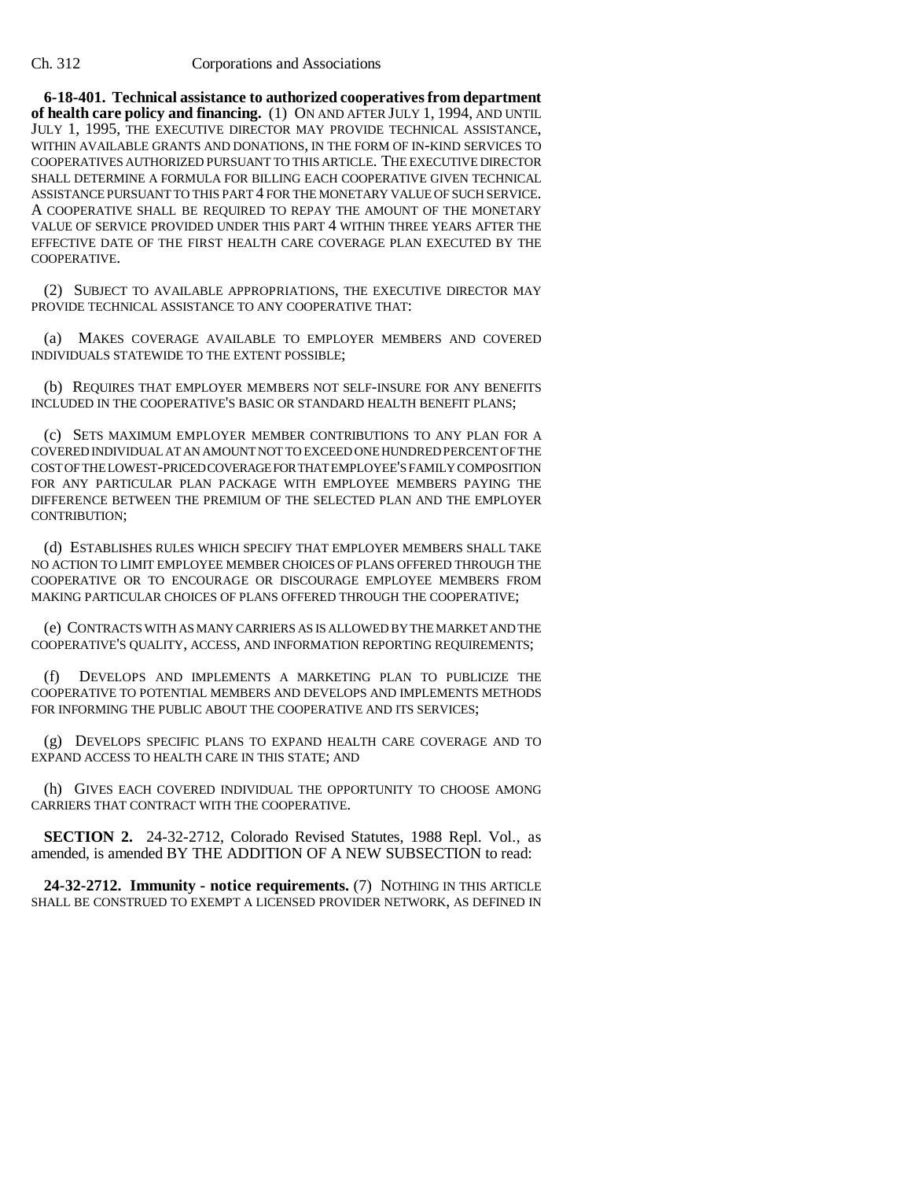**6-18-401. Technical assistance to authorized cooperatives from department of health care policy and financing.** (1) ON AND AFTER JULY 1, 1994, AND UNTIL JULY 1, 1995, THE EXECUTIVE DIRECTOR MAY PROVIDE TECHNICAL ASSISTANCE, WITHIN AVAILABLE GRANTS AND DONATIONS, IN THE FORM OF IN-KIND SERVICES TO COOPERATIVES AUTHORIZED PURSUANT TO THIS ARTICLE. THE EXECUTIVE DIRECTOR SHALL DETERMINE A FORMULA FOR BILLING EACH COOPERATIVE GIVEN TECHNICAL ASSISTANCE PURSUANT TO THIS PART 4 FOR THE MONETARY VALUE OF SUCH SERVICE. A COOPERATIVE SHALL BE REQUIRED TO REPAY THE AMOUNT OF THE MONETARY VALUE OF SERVICE PROVIDED UNDER THIS PART 4 WITHIN THREE YEARS AFTER THE EFFECTIVE DATE OF THE FIRST HEALTH CARE COVERAGE PLAN EXECUTED BY THE COOPERATIVE.

(2) SUBJECT TO AVAILABLE APPROPRIATIONS, THE EXECUTIVE DIRECTOR MAY PROVIDE TECHNICAL ASSISTANCE TO ANY COOPERATIVE THAT:

(a) MAKES COVERAGE AVAILABLE TO EMPLOYER MEMBERS AND COVERED INDIVIDUALS STATEWIDE TO THE EXTENT POSSIBLE;

(b) REQUIRES THAT EMPLOYER MEMBERS NOT SELF-INSURE FOR ANY BENEFITS INCLUDED IN THE COOPERATIVE'S BASIC OR STANDARD HEALTH BENEFIT PLANS;

(c) SETS MAXIMUM EMPLOYER MEMBER CONTRIBUTIONS TO ANY PLAN FOR A COVERED INDIVIDUAL AT AN AMOUNT NOT TO EXCEED ONE HUNDRED PERCENT OF THE COST OF THE LOWEST-PRICED COVERAGE FOR THAT EMPLOYEE'S FAMILY COMPOSITION FOR ANY PARTICULAR PLAN PACKAGE WITH EMPLOYEE MEMBERS PAYING THE DIFFERENCE BETWEEN THE PREMIUM OF THE SELECTED PLAN AND THE EMPLOYER CONTRIBUTION;

(d) ESTABLISHES RULES WHICH SPECIFY THAT EMPLOYER MEMBERS SHALL TAKE NO ACTION TO LIMIT EMPLOYEE MEMBER CHOICES OF PLANS OFFERED THROUGH THE COOPERATIVE OR TO ENCOURAGE OR DISCOURAGE EMPLOYEE MEMBERS FROM MAKING PARTICULAR CHOICES OF PLANS OFFERED THROUGH THE COOPERATIVE;

(e) CONTRACTS WITH AS MANY CARRIERS AS IS ALLOWED BY THE MARKET AND THE COOPERATIVE'S QUALITY, ACCESS, AND INFORMATION REPORTING REQUIREMENTS;

(f) DEVELOPS AND IMPLEMENTS A MARKETING PLAN TO PUBLICIZE THE COOPERATIVE TO POTENTIAL MEMBERS AND DEVELOPS AND IMPLEMENTS METHODS FOR INFORMING THE PUBLIC ABOUT THE COOPERATIVE AND ITS SERVICES;

(g) DEVELOPS SPECIFIC PLANS TO EXPAND HEALTH CARE COVERAGE AND TO EXPAND ACCESS TO HEALTH CARE IN THIS STATE; AND

(h) GIVES EACH COVERED INDIVIDUAL THE OPPORTUNITY TO CHOOSE AMONG CARRIERS THAT CONTRACT WITH THE COOPERATIVE.

**SECTION 2.** 24-32-2712, Colorado Revised Statutes, 1988 Repl. Vol., as amended, is amended BY THE ADDITION OF A NEW SUBSECTION to read:

**24-32-2712. Immunity - notice requirements.** (7) NOTHING IN THIS ARTICLE SHALL BE CONSTRUED TO EXEMPT A LICENSED PROVIDER NETWORK, AS DEFINED IN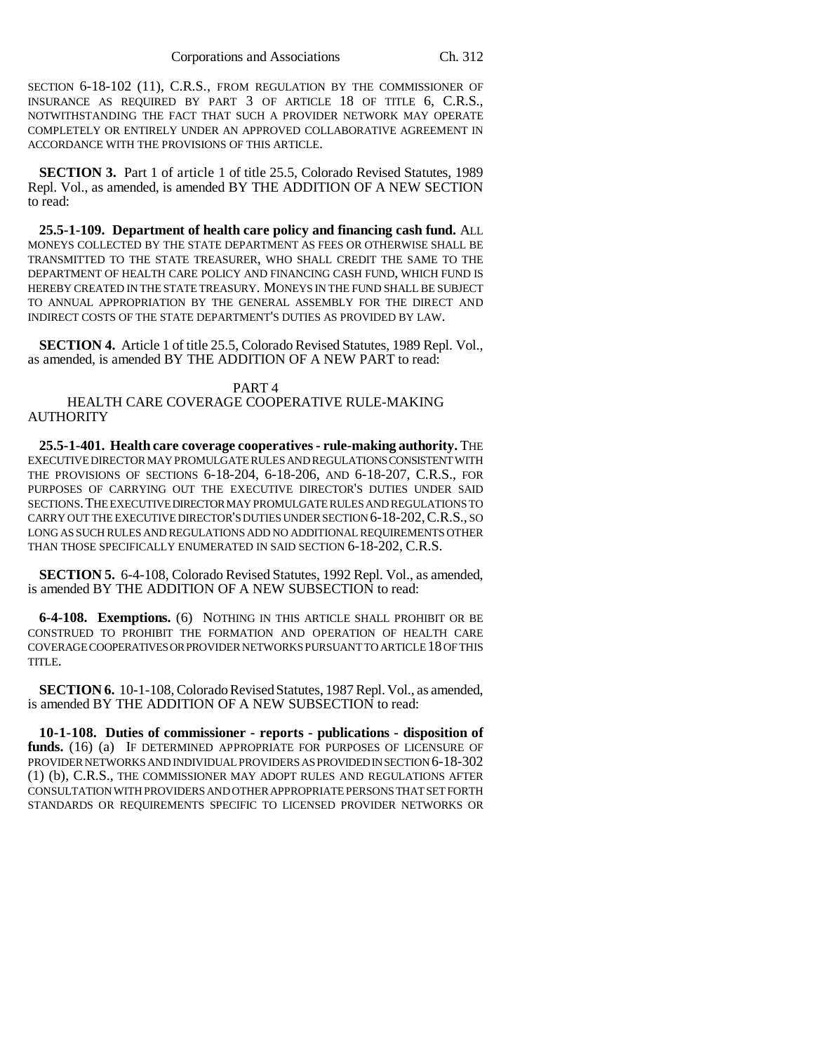SECTION 6-18-102 (11), C.R.S., FROM REGULATION BY THE COMMISSIONER OF INSURANCE AS REQUIRED BY PART 3 OF ARTICLE 18 OF TITLE 6, C.R.S., NOTWITHSTANDING THE FACT THAT SUCH A PROVIDER NETWORK MAY OPERATE COMPLETELY OR ENTIRELY UNDER AN APPROVED COLLABORATIVE AGREEMENT IN ACCORDANCE WITH THE PROVISIONS OF THIS ARTICLE.

**SECTION 3.** Part 1 of article 1 of title 25.5, Colorado Revised Statutes, 1989 Repl. Vol., as amended, is amended BY THE ADDITION OF A NEW SECTION to read:

**25.5-1-109. Department of health care policy and financing cash fund.** ALL MONEYS COLLECTED BY THE STATE DEPARTMENT AS FEES OR OTHERWISE SHALL BE TRANSMITTED TO THE STATE TREASURER, WHO SHALL CREDIT THE SAME TO THE DEPARTMENT OF HEALTH CARE POLICY AND FINANCING CASH FUND, WHICH FUND IS HEREBY CREATED IN THE STATE TREASURY. MONEYS IN THE FUND SHALL BE SUBJECT TO ANNUAL APPROPRIATION BY THE GENERAL ASSEMBLY FOR THE DIRECT AND INDIRECT COSTS OF THE STATE DEPARTMENT'S DUTIES AS PROVIDED BY LAW.

**SECTION 4.** Article 1 of title 25.5, Colorado Revised Statutes, 1989 Repl. Vol., as amended, is amended BY THE ADDITION OF A NEW PART to read:

PART 4
HEALTH CARE COVERAGE COOPERATIVE RULE-MAKING AUTHORITY

**25.5-1-401. Health care coverage cooperatives - rule-making authority.** THE EXECUTIVE DIRECTOR MAY PROMULGATE RULES AND REGULATIONS CONSISTENT WITH THE PROVISIONS OF SECTIONS 6-18-204, 6-18-206, AND 6-18-207, C.R.S., FOR PURPOSES OF CARRYING OUT THE EXECUTIVE DIRECTOR'S DUTIES UNDER SAID SECTIONS. THE EXECUTIVE DIRECTOR MAY PROMULGATE RULES AND REGULATIONS TO CARRY OUT THE EXECUTIVE DIRECTOR'S DUTIES UNDER SECTION 6-18-202, C.R.S., SO LONG AS SUCH RULES AND REGULATIONS ADD NO ADDITIONAL REQUIREMENTS OTHER THAN THOSE SPECIFICALLY ENUMERATED IN SAID SECTION 6-18-202, C.R.S.

**SECTION 5.** 6-4-108, Colorado Revised Statutes, 1992 Repl. Vol., as amended, is amended BY THE ADDITION OF A NEW SUBSECTION to read:

**6-4-108. Exemptions.** (6) NOTHING IN THIS ARTICLE SHALL PROHIBIT OR BE CONSTRUED TO PROHIBIT THE FORMATION AND OPERATION OF HEALTH CARE COVERAGE COOPERATIVES OR PROVIDER NETWORKS PURSUANT TO ARTICLE 18 OF THIS TITLE.

**SECTION 6.** 10-1-108, Colorado Revised Statutes, 1987 Repl. Vol., as amended, is amended BY THE ADDITION OF A NEW SUBSECTION to read:

**10-1-108. Duties of commissioner - reports - publications - disposition of funds.** (16) (a) IF DETERMINED APPROPRIATE FOR PURPOSES OF LICENSURE OF PROVIDER NETWORKS AND INDIVIDUAL PROVIDERS AS PROVIDED IN SECTION 6-18-302 (1) (b), C.R.S., THE COMMISSIONER MAY ADOPT RULES AND REGULATIONS AFTER CONSULTATION WITH PROVIDERS AND OTHER APPROPRIATE PERSONS THAT SET FORTH STANDARDS OR REQUIREMENTS SPECIFIC TO LICENSED PROVIDER NETWORKS OR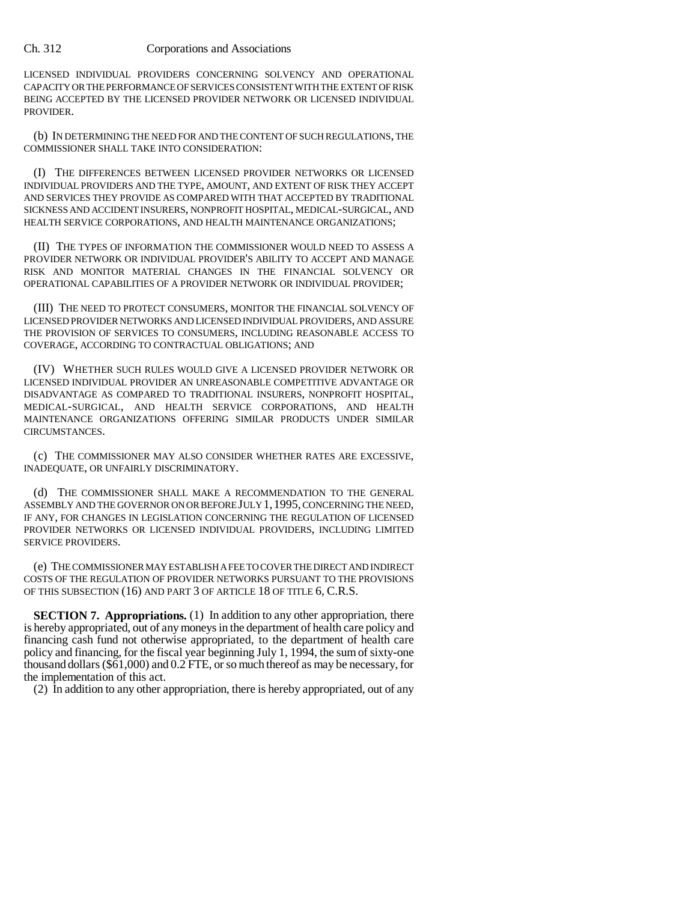LICENSED INDIVIDUAL PROVIDERS CONCERNING SOLVENCY AND OPERATIONAL CAPACITY OR THE PERFORMANCE OF SERVICES CONSISTENT WITH THE EXTENT OF RISK BEING ACCEPTED BY THE LICENSED PROVIDER NETWORK OR LICENSED INDIVIDUAL PROVIDER.

(b) IN DETERMINING THE NEED FOR AND THE CONTENT OF SUCH REGULATIONS, THE COMMISSIONER SHALL TAKE INTO CONSIDERATION:

(I) THE DIFFERENCES BETWEEN LICENSED PROVIDER NETWORKS OR LICENSED INDIVIDUAL PROVIDERS AND THE TYPE, AMOUNT, AND EXTENT OF RISK THEY ACCEPT AND SERVICES THEY PROVIDE AS COMPARED WITH THAT ACCEPTED BY TRADITIONAL SICKNESS AND ACCIDENT INSURERS, NONPROFIT HOSPITAL, MEDICAL-SURGICAL, AND HEALTH SERVICE CORPORATIONS, AND HEALTH MAINTENANCE ORGANIZATIONS;

(II) THE TYPES OF INFORMATION THE COMMISSIONER WOULD NEED TO ASSESS A PROVIDER NETWORK OR INDIVIDUAL PROVIDER'S ABILITY TO ACCEPT AND MANAGE RISK AND MONITOR MATERIAL CHANGES IN THE FINANCIAL SOLVENCY OR OPERATIONAL CAPABILITIES OF A PROVIDER NETWORK OR INDIVIDUAL PROVIDER;

(III) THE NEED TO PROTECT CONSUMERS, MONITOR THE FINANCIAL SOLVENCY OF LICENSED PROVIDER NETWORKS AND LICENSED INDIVIDUAL PROVIDERS, AND ASSURE THE PROVISION OF SERVICES TO CONSUMERS, INCLUDING REASONABLE ACCESS TO COVERAGE, ACCORDING TO CONTRACTUAL OBLIGATIONS; AND

(IV) WHETHER SUCH RULES WOULD GIVE A LICENSED PROVIDER NETWORK OR LICENSED INDIVIDUAL PROVIDER AN UNREASONABLE COMPETITIVE ADVANTAGE OR DISADVANTAGE AS COMPARED TO TRADITIONAL INSURERS, NONPROFIT HOSPITAL, MEDICAL-SURGICAL, AND HEALTH SERVICE CORPORATIONS, AND HEALTH MAINTENANCE ORGANIZATIONS OFFERING SIMILAR PRODUCTS UNDER SIMILAR CIRCUMSTANCES.

(c) THE COMMISSIONER MAY ALSO CONSIDER WHETHER RATES ARE EXCESSIVE, INADEQUATE, OR UNFAIRLY DISCRIMINATORY.

(d) THE COMMISSIONER SHALL MAKE A RECOMMENDATION TO THE GENERAL ASSEMBLY AND THE GOVERNOR ON OR BEFORE JULY 1, 1995, CONCERNING THE NEED, IF ANY, FOR CHANGES IN LEGISLATION CONCERNING THE REGULATION OF LICENSED PROVIDER NETWORKS OR LICENSED INDIVIDUAL PROVIDERS, INCLUDING LIMITED SERVICE PROVIDERS.

(e) THE COMMISSIONER MAY ESTABLISH A FEE TO COVER THE DIRECT AND INDIRECT COSTS OF THE REGULATION OF PROVIDER NETWORKS PURSUANT TO THE PROVISIONS OF THIS SUBSECTION (16) AND PART 3 OF ARTICLE 18 OF TITLE 6, C.R.S.

**SECTION 7. Appropriations.** (1) In addition to any other appropriation, there is hereby appropriated, out of any moneys in the department of health care policy and financing cash fund not otherwise appropriated, to the department of health care policy and financing, for the fiscal year beginning July 1, 1994, the sum of sixty-one thousand dollars ($61,000) and 0.2 FTE, or so much thereof as may be necessary, for the implementation of this act.

(2) In addition to any other appropriation, there is hereby appropriated, out of any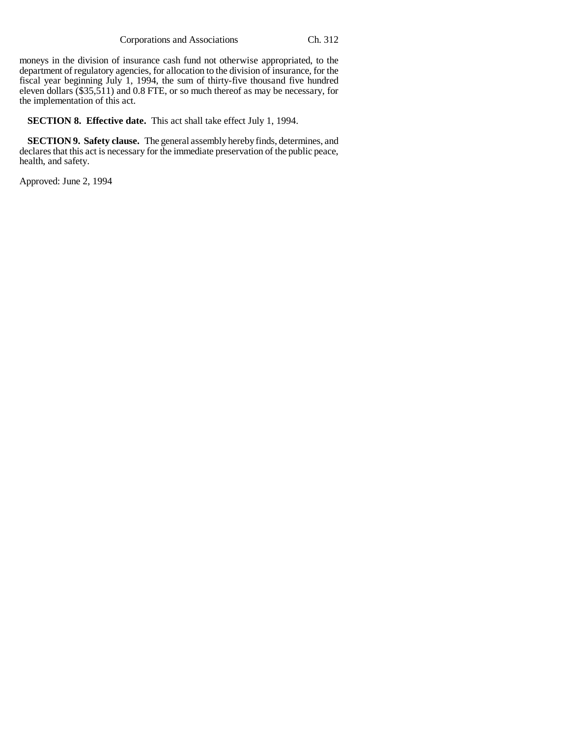moneys in the division of insurance cash fund not otherwise appropriated, to the department of regulatory agencies, for allocation to the division of insurance, for the fiscal year beginning July 1, 1994, the sum of thirty-five thousand five hundred eleven dollars ($35,511) and 0.8 FTE, or so much thereof as may be necessary, for the implementation of this act.

**SECTION 8. Effective date.** This act shall take effect July 1, 1994.

**SECTION 9. Safety clause.** The general assembly hereby finds, determines, and declares that this act is necessary for the immediate preservation of the public peace, health, and safety.

Approved: June 2, 1994